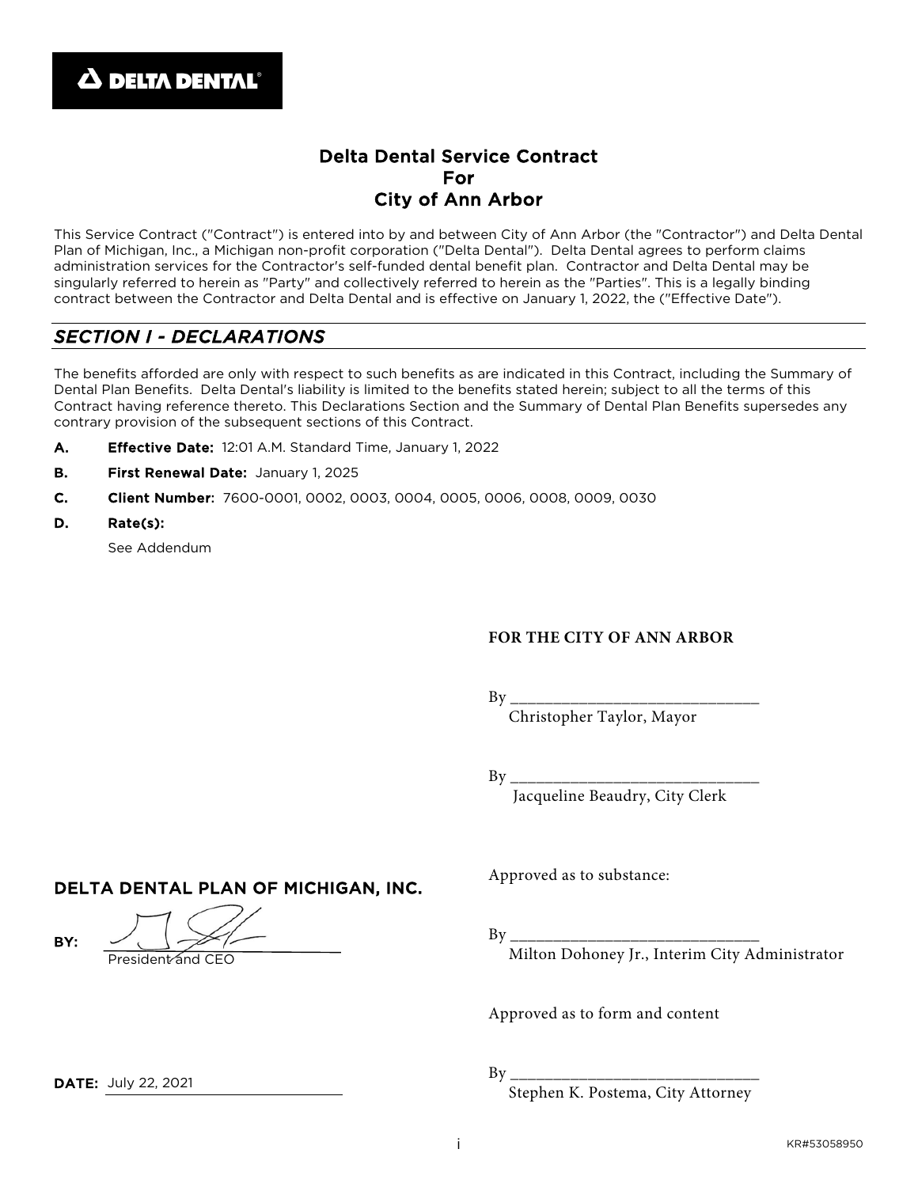**DELTA DENTAL**

# Delta Dental Service Contract
# For
# City of Ann Arbor

This Service Contract ("Contract") is entered into by and between City of Ann Arbor (the "Contractor") and Delta Dental Plan of Michigan, Inc., a Michigan non-profit corporation ("Delta Dental"). Delta Dental agrees to perform claims administration services for the Contractor's self-funded dental benefit plan. Contractor and Delta Dental may be singularly referred to herein as "Party" and collectively referred to herein as the "Parties". This is a legally binding contract between the Contractor and Delta Dental and is effective on January 1, 2022, the ("Effective Date").

## *SECTION I - DECLARATIONS*

The benefits afforded are only with respect to such benefits as are indicated in this Contract, including the Summary of Dental Plan Benefits. Delta Dental's liability is limited to the benefits stated herein; subject to all the terms of this Contract having reference thereto. This Declarations Section and the Summary of Dental Plan Benefits supersedes any contrary provision of the subsequent sections of this Contract.

**A. Effective Date:** 12:01 A.M. Standard Time, January 1, 2022

**B. First Renewal Date:** January 1, 2025

**C. Client Number:** 7600-0001, 0002, 0003, 0004, 0005, 0006, 0008, 0009, 0030

**D. Rate(s):**

See Addendum

**FOR THE CITY OF ANN ARBOR**

By ______________________________
Christopher Taylor, Mayor

By ______________________________
Jacqueline Beaudry, City Clerk

Approved as to substance:

By ______________________________
Milton Dohoney Jr., Interim City Administrator

Approved as to form and content

By ______________________________
Stephen K. Postema, City Attorney

**DELTA DENTAL PLAN OF MICHIGAN, INC.**

**BY:** [signature]
President and CEO

**DATE:** July 22, 2021

KR#53058950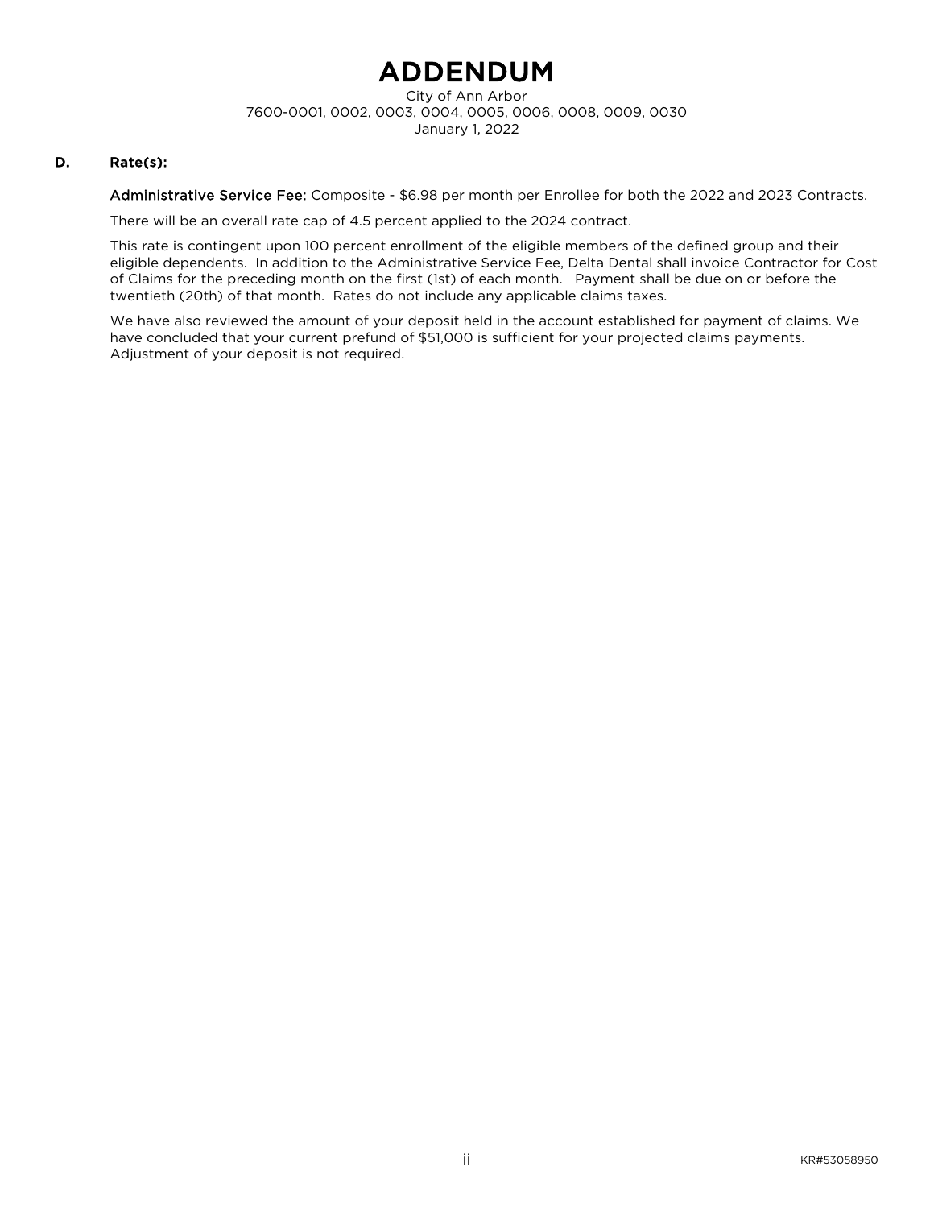# ADDENDUM

City of Ann Arbor
7600-0001, 0002, 0003, 0004, 0005, 0006, 0008, 0009, 0030
January 1, 2022

**D. Rate(s):**

**Administrative Service Fee:** Composite - $6.98 per month per Enrollee for both the 2022 and 2023 Contracts.

There will be an overall rate cap of 4.5 percent applied to the 2024 contract.

This rate is contingent upon 100 percent enrollment of the eligible members of the defined group and their eligible dependents. In addition to the Administrative Service Fee, Delta Dental shall invoice Contractor for Cost of Claims for the preceding month on the first (1st) of each month. Payment shall be due on or before the twentieth (20th) of that month. Rates do not include any applicable claims taxes.

We have also reviewed the amount of your deposit held in the account established for payment of claims. We have concluded that your current prefund of $51,000 is sufficient for your projected claims payments. Adjustment of your deposit is not required.

KR#53058950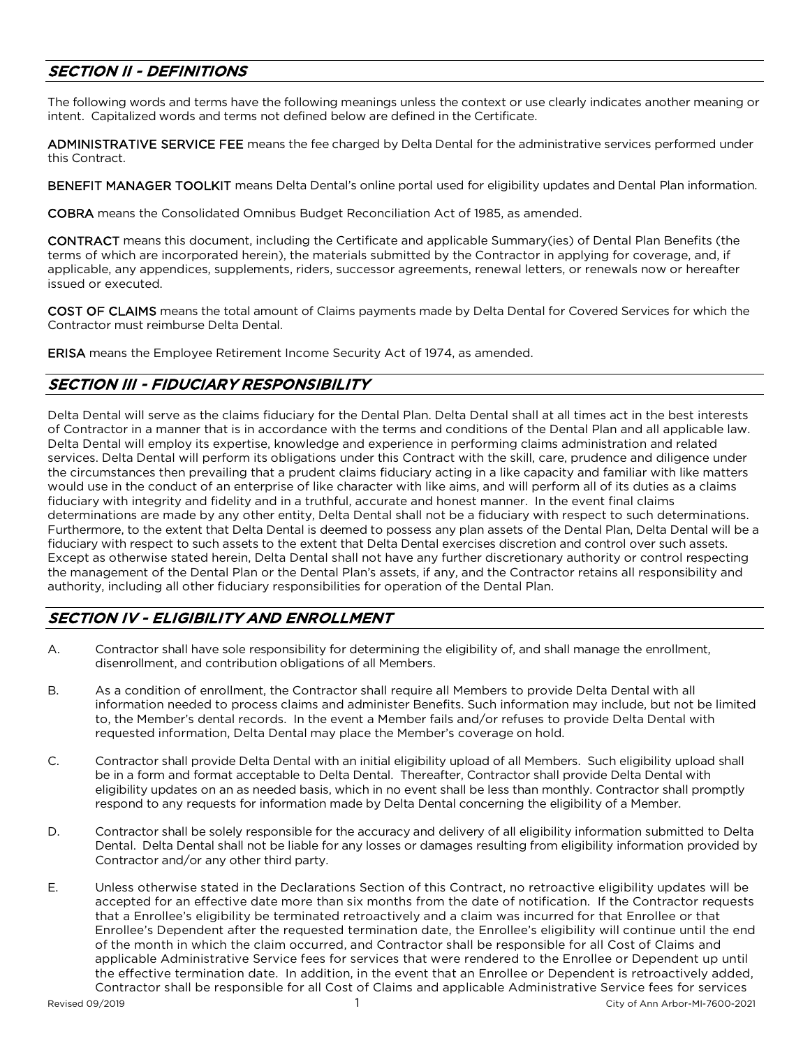## *SECTION II - DEFINITIONS*

The following words and terms have the following meanings unless the context or use clearly indicates another meaning or intent. Capitalized words and terms not defined below are defined in the Certificate.

**ADMINISTRATIVE SERVICE FEE** means the fee charged by Delta Dental for the administrative services performed under this Contract.

**BENEFIT MANAGER TOOLKIT** means Delta Dental's online portal used for eligibility updates and Dental Plan information.

**COBRA** means the Consolidated Omnibus Budget Reconciliation Act of 1985, as amended.

**CONTRACT** means this document, including the Certificate and applicable Summary(ies) of Dental Plan Benefits (the terms of which are incorporated herein), the materials submitted by the Contractor in applying for coverage, and, if applicable, any appendices, supplements, riders, successor agreements, renewal letters, or renewals now or hereafter issued or executed.

**COST OF CLAIMS** means the total amount of Claims payments made by Delta Dental for Covered Services for which the Contractor must reimburse Delta Dental.

**ERISA** means the Employee Retirement Income Security Act of 1974, as amended.

## *SECTION III - FIDUCIARY RESPONSIBILITY*

Delta Dental will serve as the claims fiduciary for the Dental Plan. Delta Dental shall at all times act in the best interests of Contractor in a manner that is in accordance with the terms and conditions of the Dental Plan and all applicable law. Delta Dental will employ its expertise, knowledge and experience in performing claims administration and related services. Delta Dental will perform its obligations under this Contract with the skill, care, prudence and diligence under the circumstances then prevailing that a prudent claims fiduciary acting in a like capacity and familiar with like matters would use in the conduct of an enterprise of like character with like aims, and will perform all of its duties as a claims fiduciary with integrity and fidelity and in a truthful, accurate and honest manner. In the event final claims determinations are made by any other entity, Delta Dental shall not be a fiduciary with respect to such determinations. Furthermore, to the extent that Delta Dental is deemed to possess any plan assets of the Dental Plan, Delta Dental will be a fiduciary with respect to such assets to the extent that Delta Dental exercises discretion and control over such assets. Except as otherwise stated herein, Delta Dental shall not have any further discretionary authority or control respecting the management of the Dental Plan or the Dental Plan's assets, if any, and the Contractor retains all responsibility and authority, including all other fiduciary responsibilities for operation of the Dental Plan.

## *SECTION IV - ELIGIBILITY AND ENROLLMENT*

A. Contractor shall have sole responsibility for determining the eligibility of, and shall manage the enrollment, disenrollment, and contribution obligations of all Members.

B. As a condition of enrollment, the Contractor shall require all Members to provide Delta Dental with all information needed to process claims and administer Benefits. Such information may include, but not be limited to, the Member's dental records. In the event a Member fails and/or refuses to provide Delta Dental with requested information, Delta Dental may place the Member's coverage on hold.

C. Contractor shall provide Delta Dental with an initial eligibility upload of all Members. Such eligibility upload shall be in a form and format acceptable to Delta Dental. Thereafter, Contractor shall provide Delta Dental with eligibility updates on an as needed basis, which in no event shall be less than monthly. Contractor shall promptly respond to any requests for information made by Delta Dental concerning the eligibility of a Member.

D. Contractor shall be solely responsible for the accuracy and delivery of all eligibility information submitted to Delta Dental. Delta Dental shall not be liable for any losses or damages resulting from eligibility information provided by Contractor and/or any other third party.

E. Unless otherwise stated in the Declarations Section of this Contract, no retroactive eligibility updates will be accepted for an effective date more than six months from the date of notification. If the Contractor requests that a Enrollee's eligibility be terminated retroactively and a claim was incurred for that Enrollee or that Enrollee's Dependent after the requested termination date, the Enrollee's eligibility will continue until the end of the month in which the claim occurred, and Contractor shall be responsible for all Cost of Claims and applicable Administrative Service fees for services that were rendered to the Enrollee or Dependent up until the effective termination date. In addition, in the event that an Enrollee or Dependent is retroactively added, Contractor shall be responsible for all Cost of Claims and applicable Administrative Service fees for services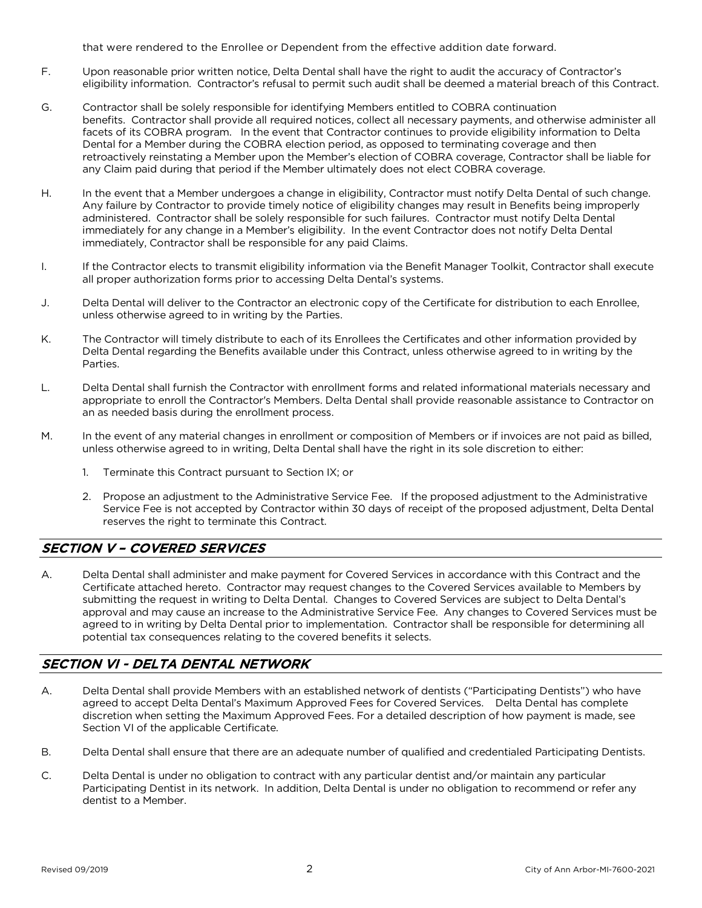that were rendered to the Enrollee or Dependent from the effective addition date forward.

F. Upon reasonable prior written notice, Delta Dental shall have the right to audit the accuracy of Contractor's eligibility information. Contractor's refusal to permit such audit shall be deemed a material breach of this Contract.

G. Contractor shall be solely responsible for identifying Members entitled to COBRA continuation benefits. Contractor shall provide all required notices, collect all necessary payments, and otherwise administer all facets of its COBRA program. In the event that Contractor continues to provide eligibility information to Delta Dental for a Member during the COBRA election period, as opposed to terminating coverage and then retroactively reinstating a Member upon the Member's election of COBRA coverage, Contractor shall be liable for any Claim paid during that period if the Member ultimately does not elect COBRA coverage.

H. In the event that a Member undergoes a change in eligibility, Contractor must notify Delta Dental of such change. Any failure by Contractor to provide timely notice of eligibility changes may result in Benefits being improperly administered. Contractor shall be solely responsible for such failures. Contractor must notify Delta Dental immediately for any change in a Member's eligibility. In the event Contractor does not notify Delta Dental immediately, Contractor shall be responsible for any paid Claims.

I. If the Contractor elects to transmit eligibility information via the Benefit Manager Toolkit, Contractor shall execute all proper authorization forms prior to accessing Delta Dental's systems.

J. Delta Dental will deliver to the Contractor an electronic copy of the Certificate for distribution to each Enrollee, unless otherwise agreed to in writing by the Parties.

K. The Contractor will timely distribute to each of its Enrollees the Certificates and other information provided by Delta Dental regarding the Benefits available under this Contract, unless otherwise agreed to in writing by the Parties.

L. Delta Dental shall furnish the Contractor with enrollment forms and related informational materials necessary and appropriate to enroll the Contractor's Members. Delta Dental shall provide reasonable assistance to Contractor on an as needed basis during the enrollment process.

M. In the event of any material changes in enrollment or composition of Members or if invoices are not paid as billed, unless otherwise agreed to in writing, Delta Dental shall have the right in its sole discretion to either:

1. Terminate this Contract pursuant to Section IX; or
2. Propose an adjustment to the Administrative Service Fee. If the proposed adjustment to the Administrative Service Fee is not accepted by Contractor within 30 days of receipt of the proposed adjustment, Delta Dental reserves the right to terminate this Contract.

## *SECTION V – COVERED SERVICES*

A. Delta Dental shall administer and make payment for Covered Services in accordance with this Contract and the Certificate attached hereto. Contractor may request changes to the Covered Services available to Members by submitting the request in writing to Delta Dental. Changes to Covered Services are subject to Delta Dental's approval and may cause an increase to the Administrative Service Fee. Any changes to Covered Services must be agreed to in writing by Delta Dental prior to implementation. Contractor shall be responsible for determining all potential tax consequences relating to the covered benefits it selects.

## *SECTION VI - DELTA DENTAL NETWORK*

A. Delta Dental shall provide Members with an established network of dentists ("Participating Dentists") who have agreed to accept Delta Dental's Maximum Approved Fees for Covered Services. Delta Dental has complete discretion when setting the Maximum Approved Fees. For a detailed description of how payment is made, see Section VI of the applicable Certificate.

B. Delta Dental shall ensure that there are an adequate number of qualified and credentialed Participating Dentists.

C. Delta Dental is under no obligation to contract with any particular dentist and/or maintain any particular Participating Dentist in its network. In addition, Delta Dental is under no obligation to recommend or refer any dentist to a Member.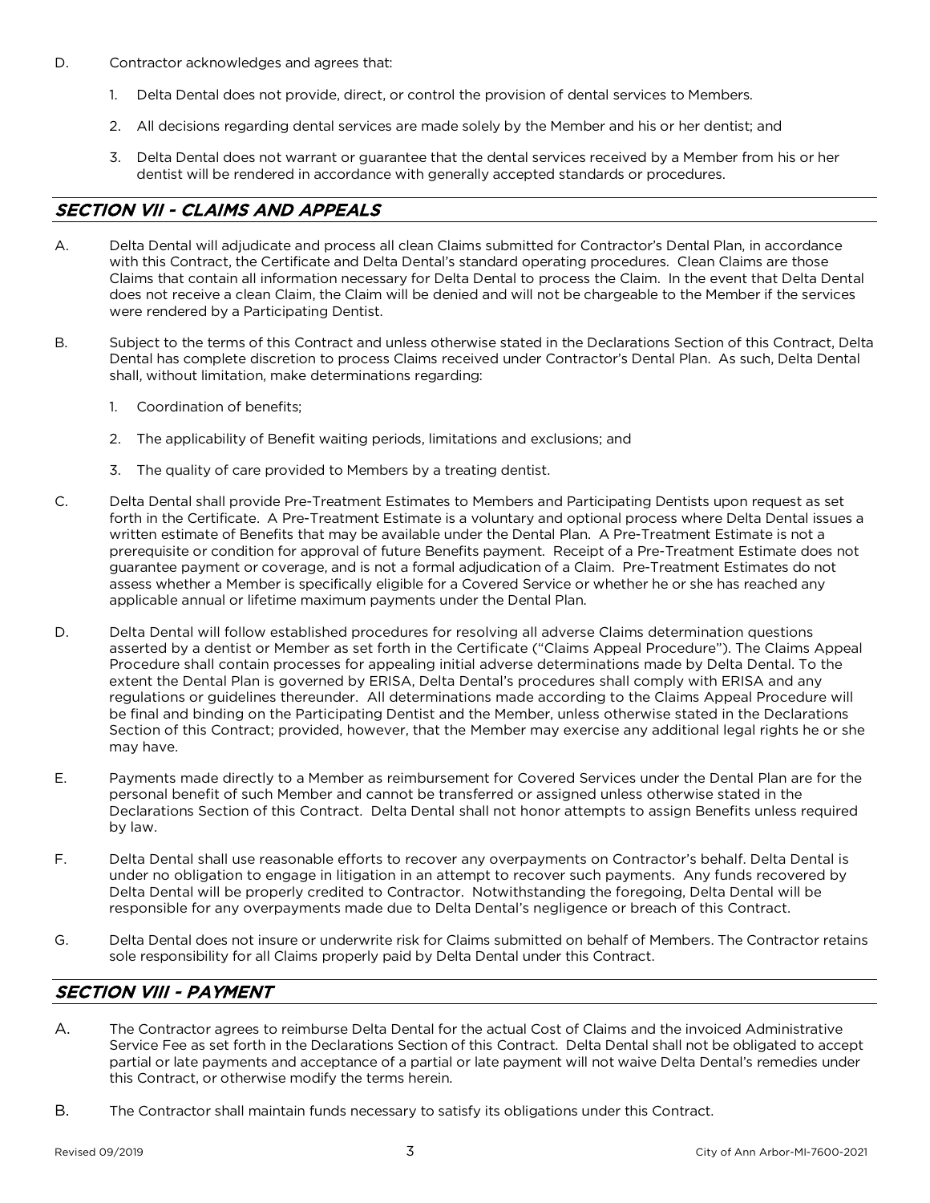D. Contractor acknowledges and agrees that:

1. Delta Dental does not provide, direct, or control the provision of dental services to Members.

2. All decisions regarding dental services are made solely by the Member and his or her dentist; and

3. Delta Dental does not warrant or guarantee that the dental services received by a Member from his or her dentist will be rendered in accordance with generally accepted standards or procedures.

## *SECTION VII - CLAIMS AND APPEALS*

A. Delta Dental will adjudicate and process all clean Claims submitted for Contractor's Dental Plan, in accordance with this Contract, the Certificate and Delta Dental's standard operating procedures. Clean Claims are those Claims that contain all information necessary for Delta Dental to process the Claim. In the event that Delta Dental does not receive a clean Claim, the Claim will be denied and will not be chargeable to the Member if the services were rendered by a Participating Dentist.

B. Subject to the terms of this Contract and unless otherwise stated in the Declarations Section of this Contract, Delta Dental has complete discretion to process Claims received under Contractor's Dental Plan. As such, Delta Dental shall, without limitation, make determinations regarding:

1. Coordination of benefits;

2. The applicability of Benefit waiting periods, limitations and exclusions; and

3. The quality of care provided to Members by a treating dentist.

C. Delta Dental shall provide Pre-Treatment Estimates to Members and Participating Dentists upon request as set forth in the Certificate. A Pre-Treatment Estimate is a voluntary and optional process where Delta Dental issues a written estimate of Benefits that may be available under the Dental Plan. A Pre-Treatment Estimate is not a prerequisite or condition for approval of future Benefits payment. Receipt of a Pre-Treatment Estimate does not guarantee payment or coverage, and is not a formal adjudication of a Claim. Pre-Treatment Estimates do not assess whether a Member is specifically eligible for a Covered Service or whether he or she has reached any applicable annual or lifetime maximum payments under the Dental Plan.

D. Delta Dental will follow established procedures for resolving all adverse Claims determination questions asserted by a dentist or Member as set forth in the Certificate ("Claims Appeal Procedure"). The Claims Appeal Procedure shall contain processes for appealing initial adverse determinations made by Delta Dental. To the extent the Dental Plan is governed by ERISA, Delta Dental's procedures shall comply with ERISA and any regulations or guidelines thereunder. All determinations made according to the Claims Appeal Procedure will be final and binding on the Participating Dentist and the Member, unless otherwise stated in the Declarations Section of this Contract; provided, however, that the Member may exercise any additional legal rights he or she may have.

E. Payments made directly to a Member as reimbursement for Covered Services under the Dental Plan are for the personal benefit of such Member and cannot be transferred or assigned unless otherwise stated in the Declarations Section of this Contract. Delta Dental shall not honor attempts to assign Benefits unless required by law.

F. Delta Dental shall use reasonable efforts to recover any overpayments on Contractor's behalf. Delta Dental is under no obligation to engage in litigation in an attempt to recover such payments. Any funds recovered by Delta Dental will be properly credited to Contractor. Notwithstanding the foregoing, Delta Dental will be responsible for any overpayments made due to Delta Dental's negligence or breach of this Contract.

G. Delta Dental does not insure or underwrite risk for Claims submitted on behalf of Members. The Contractor retains sole responsibility for all Claims properly paid by Delta Dental under this Contract.

## *SECTION VIII - PAYMENT*

A. The Contractor agrees to reimburse Delta Dental for the actual Cost of Claims and the invoiced Administrative Service Fee as set forth in the Declarations Section of this Contract. Delta Dental shall not be obligated to accept partial or late payments and acceptance of a partial or late payment will not waive Delta Dental's remedies under this Contract, or otherwise modify the terms herein.

B. The Contractor shall maintain funds necessary to satisfy its obligations under this Contract.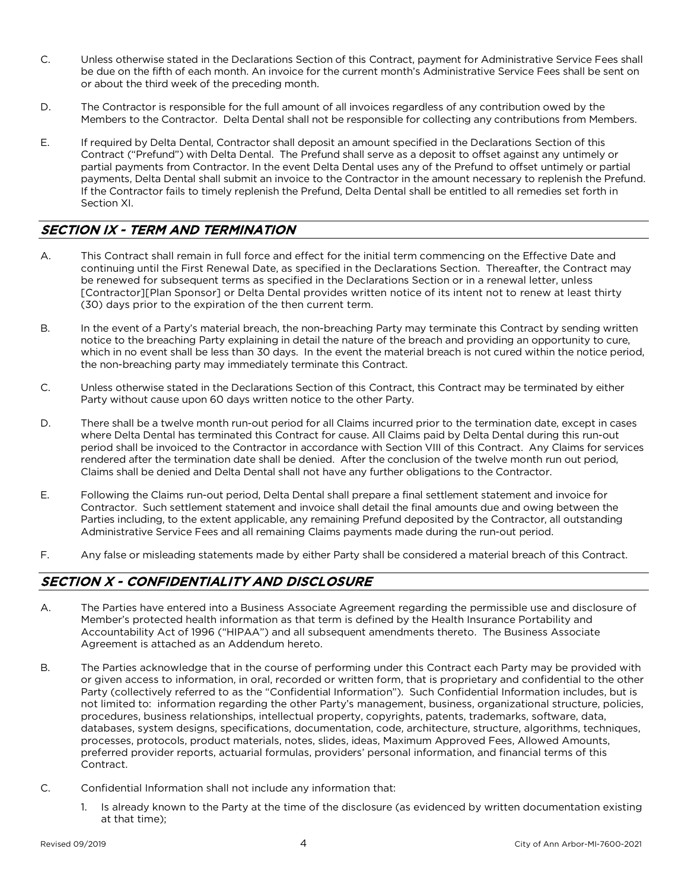C. Unless otherwise stated in the Declarations Section of this Contract, payment for Administrative Service Fees shall be due on the fifth of each month. An invoice for the current month's Administrative Service Fees shall be sent on or about the third week of the preceding month.

D. The Contractor is responsible for the full amount of all invoices regardless of any contribution owed by the Members to the Contractor. Delta Dental shall not be responsible for collecting any contributions from Members.

E. If required by Delta Dental, Contractor shall deposit an amount specified in the Declarations Section of this Contract ("Prefund") with Delta Dental. The Prefund shall serve as a deposit to offset against any untimely or partial payments from Contractor. In the event Delta Dental uses any of the Prefund to offset untimely or partial payments, Delta Dental shall submit an invoice to the Contractor in the amount necessary to replenish the Prefund. If the Contractor fails to timely replenish the Prefund, Delta Dental shall be entitled to all remedies set forth in Section XI.

## *SECTION IX - TERM AND TERMINATION*

A. This Contract shall remain in full force and effect for the initial term commencing on the Effective Date and continuing until the First Renewal Date, as specified in the Declarations Section. Thereafter, the Contract may be renewed for subsequent terms as specified in the Declarations Section or in a renewal letter, unless [Contractor][Plan Sponsor] or Delta Dental provides written notice of its intent not to renew at least thirty (30) days prior to the expiration of the then current term.

B. In the event of a Party's material breach, the non-breaching Party may terminate this Contract by sending written notice to the breaching Party explaining in detail the nature of the breach and providing an opportunity to cure, which in no event shall be less than 30 days. In the event the material breach is not cured within the notice period, the non-breaching party may immediately terminate this Contract.

C. Unless otherwise stated in the Declarations Section of this Contract, this Contract may be terminated by either Party without cause upon 60 days written notice to the other Party.

D. There shall be a twelve month run-out period for all Claims incurred prior to the termination date, except in cases where Delta Dental has terminated this Contract for cause. All Claims paid by Delta Dental during this run-out period shall be invoiced to the Contractor in accordance with Section VIII of this Contract. Any Claims for services rendered after the termination date shall be denied. After the conclusion of the twelve month run out period, Claims shall be denied and Delta Dental shall not have any further obligations to the Contractor.

E. Following the Claims run-out period, Delta Dental shall prepare a final settlement statement and invoice for Contractor. Such settlement statement and invoice shall detail the final amounts due and owing between the Parties including, to the extent applicable, any remaining Prefund deposited by the Contractor, all outstanding Administrative Service Fees and all remaining Claims payments made during the run-out period.

F. Any false or misleading statements made by either Party shall be considered a material breach of this Contract.

## *SECTION X - CONFIDENTIALITY AND DISCLOSURE*

A. The Parties have entered into a Business Associate Agreement regarding the permissible use and disclosure of Member's protected health information as that term is defined by the Health Insurance Portability and Accountability Act of 1996 ("HIPAA") and all subsequent amendments thereto. The Business Associate Agreement is attached as an Addendum hereto.

B. The Parties acknowledge that in the course of performing under this Contract each Party may be provided with or given access to information, in oral, recorded or written form, that is proprietary and confidential to the other Party (collectively referred to as the "Confidential Information"). Such Confidential Information includes, but is not limited to: information regarding the other Party's management, business, organizational structure, policies, procedures, business relationships, intellectual property, copyrights, patents, trademarks, software, data, databases, system designs, specifications, documentation, code, architecture, structure, algorithms, techniques, processes, protocols, product materials, notes, slides, ideas, Maximum Approved Fees, Allowed Amounts, preferred provider reports, actuarial formulas, providers' personal information, and financial terms of this Contract.

C. Confidential Information shall not include any information that:

1. Is already known to the Party at the time of the disclosure (as evidenced by written documentation existing at that time);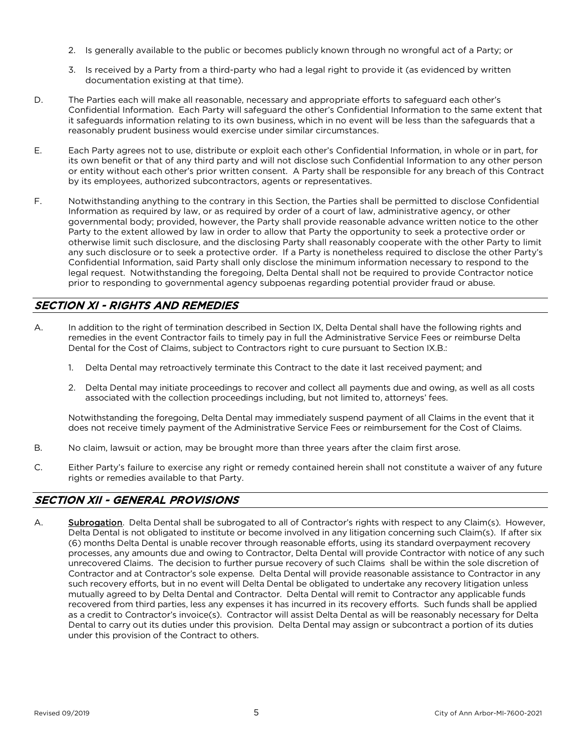2. Is generally available to the public or becomes publicly known through no wrongful act of a Party; or

3. Is received by a Party from a third-party who had a legal right to provide it (as evidenced by written documentation existing at that time).

D. The Parties each will make all reasonable, necessary and appropriate efforts to safeguard each other's Confidential Information. Each Party will safeguard the other's Confidential Information to the same extent that it safeguards information relating to its own business, which in no event will be less than the safeguards that a reasonably prudent business would exercise under similar circumstances.

E. Each Party agrees not to use, distribute or exploit each other's Confidential Information, in whole or in part, for its own benefit or that of any third party and will not disclose such Confidential Information to any other person or entity without each other's prior written consent. A Party shall be responsible for any breach of this Contract by its employees, authorized subcontractors, agents or representatives.

F. Notwithstanding anything to the contrary in this Section, the Parties shall be permitted to disclose Confidential Information as required by law, or as required by order of a court of law, administrative agency, or other governmental body; provided, however, the Party shall provide reasonable advance written notice to the other Party to the extent allowed by law in order to allow that Party the opportunity to seek a protective order or otherwise limit such disclosure, and the disclosing Party shall reasonably cooperate with the other Party to limit any such disclosure or to seek a protective order. If a Party is nonetheless required to disclose the other Party's Confidential Information, said Party shall only disclose the minimum information necessary to respond to the legal request. Notwithstanding the foregoing, Delta Dental shall not be required to provide Contractor notice prior to responding to governmental agency subpoenas regarding potential provider fraud or abuse.

## *SECTION XI - RIGHTS AND REMEDIES*

A. In addition to the right of termination described in Section IX, Delta Dental shall have the following rights and remedies in the event Contractor fails to timely pay in full the Administrative Service Fees or reimburse Delta Dental for the Cost of Claims, subject to Contractors right to cure pursuant to Section IX.B.:

1. Delta Dental may retroactively terminate this Contract to the date it last received payment; and

2. Delta Dental may initiate proceedings to recover and collect all payments due and owing, as well as all costs associated with the collection proceedings including, but not limited to, attorneys' fees.

Notwithstanding the foregoing, Delta Dental may immediately suspend payment of all Claims in the event that it does not receive timely payment of the Administrative Service Fees or reimbursement for the Cost of Claims.

B. No claim, lawsuit or action, may be brought more than three years after the claim first arose.

C. Either Party's failure to exercise any right or remedy contained herein shall not constitute a waiver of any future rights or remedies available to that Party.

## *SECTION XII - GENERAL PROVISIONS*

A. **Subrogation**. Delta Dental shall be subrogated to all of Contractor's rights with respect to any Claim(s). However, Delta Dental is not obligated to institute or become involved in any litigation concerning such Claim(s). If after six (6) months Delta Dental is unable recover through reasonable efforts, using its standard overpayment recovery processes, any amounts due and owing to Contractor, Delta Dental will provide Contractor with notice of any such unrecovered Claims. The decision to further pursue recovery of such Claims shall be within the sole discretion of Contractor and at Contractor's sole expense. Delta Dental will provide reasonable assistance to Contractor in any such recovery efforts, but in no event will Delta Dental be obligated to undertake any recovery litigation unless mutually agreed to by Delta Dental and Contractor. Delta Dental will remit to Contractor any applicable funds recovered from third parties, less any expenses it has incurred in its recovery efforts. Such funds shall be applied as a credit to Contractor's invoice(s). Contractor will assist Delta Dental as will be reasonably necessary for Delta Dental to carry out its duties under this provision. Delta Dental may assign or subcontract a portion of its duties under this provision of the Contract to others.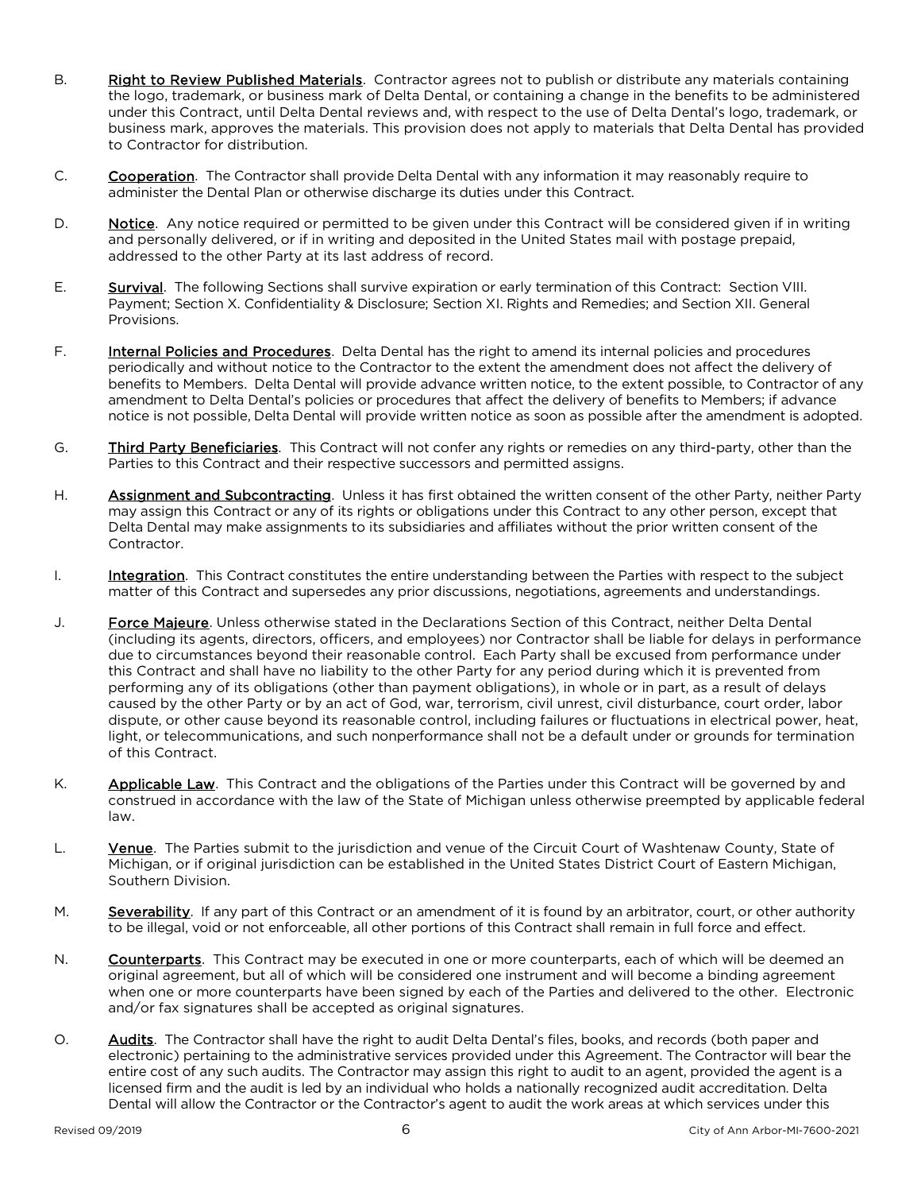B. **Right to Review Published Materials**. Contractor agrees not to publish or distribute any materials containing the logo, trademark, or business mark of Delta Dental, or containing a change in the benefits to be administered under this Contract, until Delta Dental reviews and, with respect to the use of Delta Dental's logo, trademark, or business mark, approves the materials. This provision does not apply to materials that Delta Dental has provided to Contractor for distribution.

C. **Cooperation**. The Contractor shall provide Delta Dental with any information it may reasonably require to administer the Dental Plan or otherwise discharge its duties under this Contract.

D. **Notice**. Any notice required or permitted to be given under this Contract will be considered given if in writing and personally delivered, or if in writing and deposited in the United States mail with postage prepaid, addressed to the other Party at its last address of record.

E. **Survival**. The following Sections shall survive expiration or early termination of this Contract: Section VIII. Payment; Section X. Confidentiality & Disclosure; Section XI. Rights and Remedies; and Section XII. General Provisions.

F. **Internal Policies and Procedures**. Delta Dental has the right to amend its internal policies and procedures periodically and without notice to the Contractor to the extent the amendment does not affect the delivery of benefits to Members. Delta Dental will provide advance written notice, to the extent possible, to Contractor of any amendment to Delta Dental's policies or procedures that affect the delivery of benefits to Members; if advance notice is not possible, Delta Dental will provide written notice as soon as possible after the amendment is adopted.

G. **Third Party Beneficiaries**. This Contract will not confer any rights or remedies on any third-party, other than the Parties to this Contract and their respective successors and permitted assigns.

H. **Assignment and Subcontracting**. Unless it has first obtained the written consent of the other Party, neither Party may assign this Contract or any of its rights or obligations under this Contract to any other person, except that Delta Dental may make assignments to its subsidiaries and affiliates without the prior written consent of the Contractor.

I. **Integration**. This Contract constitutes the entire understanding between the Parties with respect to the subject matter of this Contract and supersedes any prior discussions, negotiations, agreements and understandings.

J. **Force Majeure**. Unless otherwise stated in the Declarations Section of this Contract, neither Delta Dental (including its agents, directors, officers, and employees) nor Contractor shall be liable for delays in performance due to circumstances beyond their reasonable control. Each Party shall be excused from performance under this Contract and shall have no liability to the other Party for any period during which it is prevented from performing any of its obligations (other than payment obligations), in whole or in part, as a result of delays caused by the other Party or by an act of God, war, terrorism, civil unrest, civil disturbance, court order, labor dispute, or other cause beyond its reasonable control, including failures or fluctuations in electrical power, heat, light, or telecommunications, and such nonperformance shall not be a default under or grounds for termination of this Contract.

K. **Applicable Law**. This Contract and the obligations of the Parties under this Contract will be governed by and construed in accordance with the law of the State of Michigan unless otherwise preempted by applicable federal law.

L. **Venue**. The Parties submit to the jurisdiction and venue of the Circuit Court of Washtenaw County, State of Michigan, or if original jurisdiction can be established in the United States District Court of Eastern Michigan, Southern Division.

M. **Severability**. If any part of this Contract or an amendment of it is found by an arbitrator, court, or other authority to be illegal, void or not enforceable, all other portions of this Contract shall remain in full force and effect.

N. **Counterparts**. This Contract may be executed in one or more counterparts, each of which will be deemed an original agreement, but all of which will be considered one instrument and will become a binding agreement when one or more counterparts have been signed by each of the Parties and delivered to the other. Electronic and/or fax signatures shall be accepted as original signatures.

O. **Audits**. The Contractor shall have the right to audit Delta Dental's files, books, and records (both paper and electronic) pertaining to the administrative services provided under this Agreement. The Contractor will bear the entire cost of any such audits. The Contractor may assign this right to audit to an agent, provided the agent is a licensed firm and the audit is led by an individual who holds a nationally recognized audit accreditation. Delta Dental will allow the Contractor or the Contractor's agent to audit the work areas at which services under this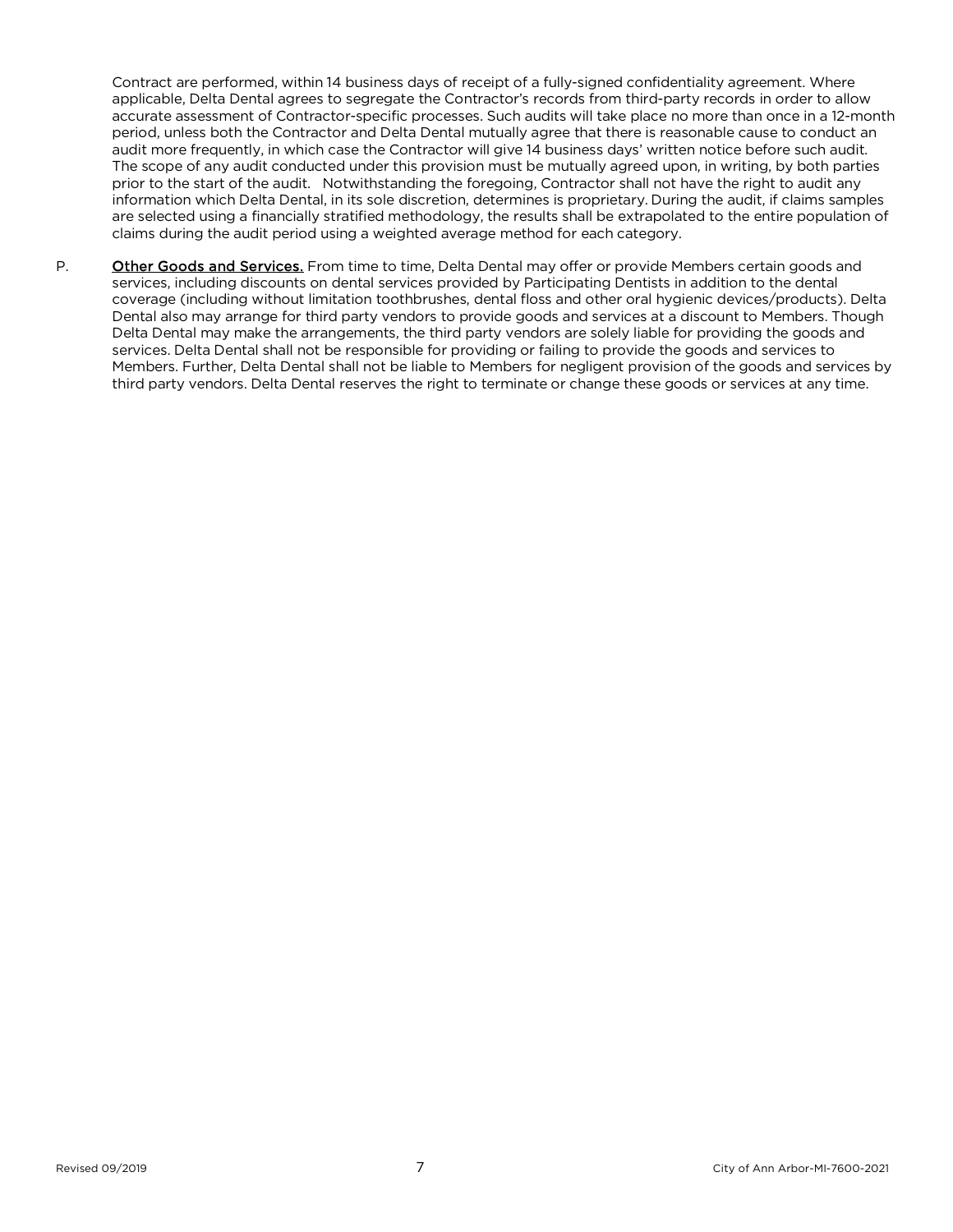Contract are performed, within 14 business days of receipt of a fully-signed confidentiality agreement. Where applicable, Delta Dental agrees to segregate the Contractor's records from third-party records in order to allow accurate assessment of Contractor-specific processes. Such audits will take place no more than once in a 12-month period, unless both the Contractor and Delta Dental mutually agree that there is reasonable cause to conduct an audit more frequently, in which case the Contractor will give 14 business days' written notice before such audit. The scope of any audit conducted under this provision must be mutually agreed upon, in writing, by both parties prior to the start of the audit. Notwithstanding the foregoing, Contractor shall not have the right to audit any information which Delta Dental, in its sole discretion, determines is proprietary. During the audit, if claims samples are selected using a financially stratified methodology, the results shall be extrapolated to the entire population of claims during the audit period using a weighted average method for each category.

P. **Other Goods and Services.** From time to time, Delta Dental may offer or provide Members certain goods and services, including discounts on dental services provided by Participating Dentists in addition to the dental coverage (including without limitation toothbrushes, dental floss and other oral hygienic devices/products). Delta Dental also may arrange for third party vendors to provide goods and services at a discount to Members. Though Delta Dental may make the arrangements, the third party vendors are solely liable for providing the goods and services. Delta Dental shall not be responsible for providing or failing to provide the goods and services to Members. Further, Delta Dental shall not be liable to Members for negligent provision of the goods and services by third party vendors. Delta Dental reserves the right to terminate or change these goods or services at any time.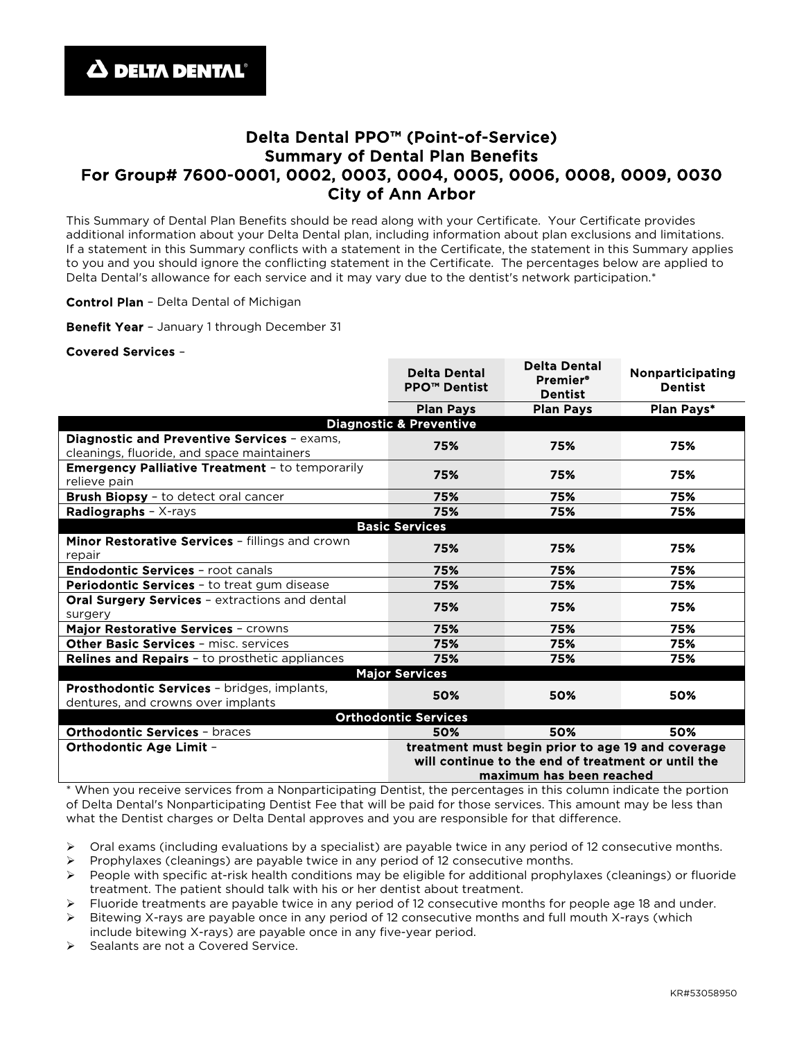**DELTA DENTAL**

# Delta Dental PPO™ (Point-of-Service)
# Summary of Dental Plan Benefits
# For Group# 7600-0001, 0002, 0003, 0004, 0005, 0006, 0008, 0009, 0030
# City of Ann Arbor

This Summary of Dental Plan Benefits should be read along with your Certificate. Your Certificate provides additional information about your Delta Dental plan, including information about plan exclusions and limitations. If a statement in this Summary conflicts with a statement in the Certificate, the statement in this Summary applies to you and you should ignore the conflicting statement in the Certificate. The percentages below are applied to Delta Dental's allowance for each service and it may vary due to the dentist's network participation.*

**Control Plan** – Delta Dental of Michigan

**Benefit Year** – January 1 through December 31

**Covered Services** –

| | Delta Dental PPO™ Dentist | Delta Dental Premier® Dentist | Nonparticipating Dentist |
|---|---|---|---|
| | **Plan Pays** | **Plan Pays** | **Plan Pays*** |
| **Diagnostic & Preventive** | | | |
| **Diagnostic and Preventive Services** – exams, cleanings, fluoride, and space maintainers | 75% | 75% | 75% |
| **Emergency Palliative Treatment** – to temporarily relieve pain | 75% | 75% | 75% |
| **Brush Biopsy** – to detect oral cancer | 75% | 75% | 75% |
| **Radiographs** – X-rays | 75% | 75% | 75% |
| **Basic Services** | | | |
| **Minor Restorative Services** – fillings and crown repair | 75% | 75% | 75% |
| **Endodontic Services** – root canals | 75% | 75% | 75% |
| **Periodontic Services** – to treat gum disease | 75% | 75% | 75% |
| **Oral Surgery Services** – extractions and dental surgery | 75% | 75% | 75% |
| **Major Restorative Services** – crowns | 75% | 75% | 75% |
| **Other Basic Services** – misc. services | 75% | 75% | 75% |
| **Relines and Repairs** – to prosthetic appliances | 75% | 75% | 75% |
| **Major Services** | | | |
| **Prosthodontic Services** – bridges, implants, dentures, and crowns over implants | 50% | 50% | 50% |
| **Orthodontic Services** | | | |
| **Orthodontic Services** – braces | 50% | 50% | 50% |
| **Orthodontic Age Limit** – | treatment must begin prior to age 19 and coverage will continue to the end of treatment or until the maximum has been reached | | |

* When you receive services from a Nonparticipating Dentist, the percentages in this column indicate the portion of Delta Dental's Nonparticipating Dentist Fee that will be paid for those services. This amount may be less than what the Dentist charges or Delta Dental approves and you are responsible for that difference.

- Oral exams (including evaluations by a specialist) are payable twice in any period of 12 consecutive months.
- Prophylaxes (cleanings) are payable twice in any period of 12 consecutive months.
- People with specific at-risk health conditions may be eligible for additional prophylaxes (cleanings) or fluoride treatment. The patient should talk with his or her dentist about treatment.
- Fluoride treatments are payable twice in any period of 12 consecutive months for people age 18 and under.
- Bitewing X-rays are payable once in any period of 12 consecutive months and full mouth X-rays (which include bitewing X-rays) are payable once in any five-year period.
- Sealants are not a Covered Service.

KR#53058950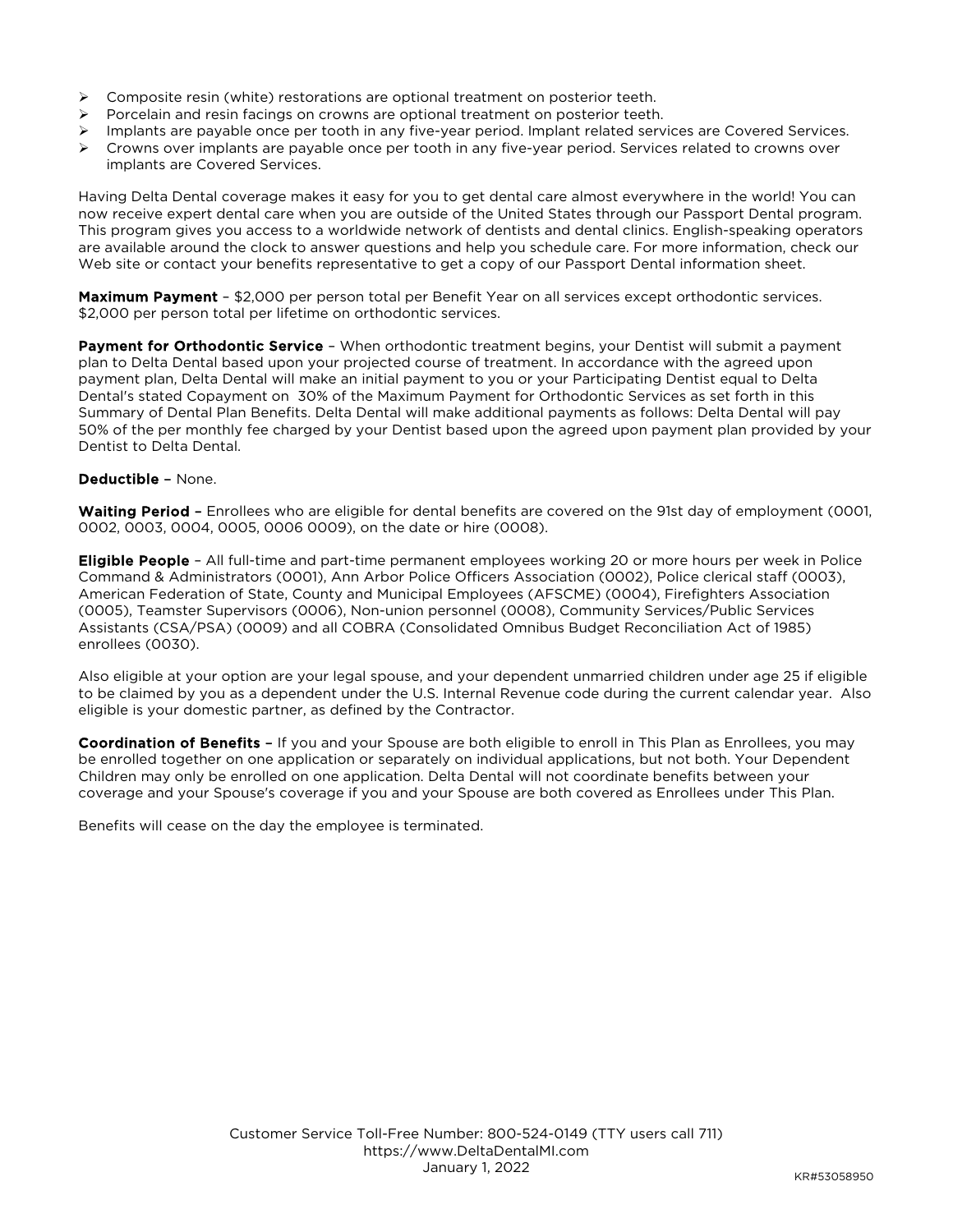- Composite resin (white) restorations are optional treatment on posterior teeth.
- Porcelain and resin facings on crowns are optional treatment on posterior teeth.
- Implants are payable once per tooth in any five-year period. Implant related services are Covered Services.
- Crowns over implants are payable once per tooth in any five-year period. Services related to crowns over implants are Covered Services.

Having Delta Dental coverage makes it easy for you to get dental care almost everywhere in the world! You can now receive expert dental care when you are outside of the United States through our Passport Dental program. This program gives you access to a worldwide network of dentists and dental clinics. English-speaking operators are available around the clock to answer questions and help you schedule care. For more information, check our Web site or contact your benefits representative to get a copy of our Passport Dental information sheet.

**Maximum Payment** – $2,000 per person total per Benefit Year on all services except orthodontic services. $2,000 per person total per lifetime on orthodontic services.

**Payment for Orthodontic Service** – When orthodontic treatment begins, your Dentist will submit a payment plan to Delta Dental based upon your projected course of treatment. In accordance with the agreed upon payment plan, Delta Dental will make an initial payment to you or your Participating Dentist equal to Delta Dental's stated Copayment on 30% of the Maximum Payment for Orthodontic Services as set forth in this Summary of Dental Plan Benefits. Delta Dental will make additional payments as follows: Delta Dental will pay 50% of the per monthly fee charged by your Dentist based upon the agreed upon payment plan provided by your Dentist to Delta Dental.

**Deductible –** None.

**Waiting Period –** Enrollees who are eligible for dental benefits are covered on the 91st day of employment (0001, 0002, 0003, 0004, 0005, 0006 0009), on the date or hire (0008).

**Eligible People** – All full-time and part-time permanent employees working 20 or more hours per week in Police Command & Administrators (0001), Ann Arbor Police Officers Association (0002), Police clerical staff (0003), American Federation of State, County and Municipal Employees (AFSCME) (0004), Firefighters Association (0005), Teamster Supervisors (0006), Non-union personnel (0008), Community Services/Public Services Assistants (CSA/PSA) (0009) and all COBRA (Consolidated Omnibus Budget Reconciliation Act of 1985) enrollees (0030).

Also eligible at your option are your legal spouse, and your dependent unmarried children under age 25 if eligible to be claimed by you as a dependent under the U.S. Internal Revenue code during the current calendar year. Also eligible is your domestic partner, as defined by the Contractor.

**Coordination of Benefits –** If you and your Spouse are both eligible to enroll in This Plan as Enrollees, you may be enrolled together on one application or separately on individual applications, but not both. Your Dependent Children may only be enrolled on one application. Delta Dental will not coordinate benefits between your coverage and your Spouse's coverage if you and your Spouse are both covered as Enrollees under This Plan.

Benefits will cease on the day the employee is terminated.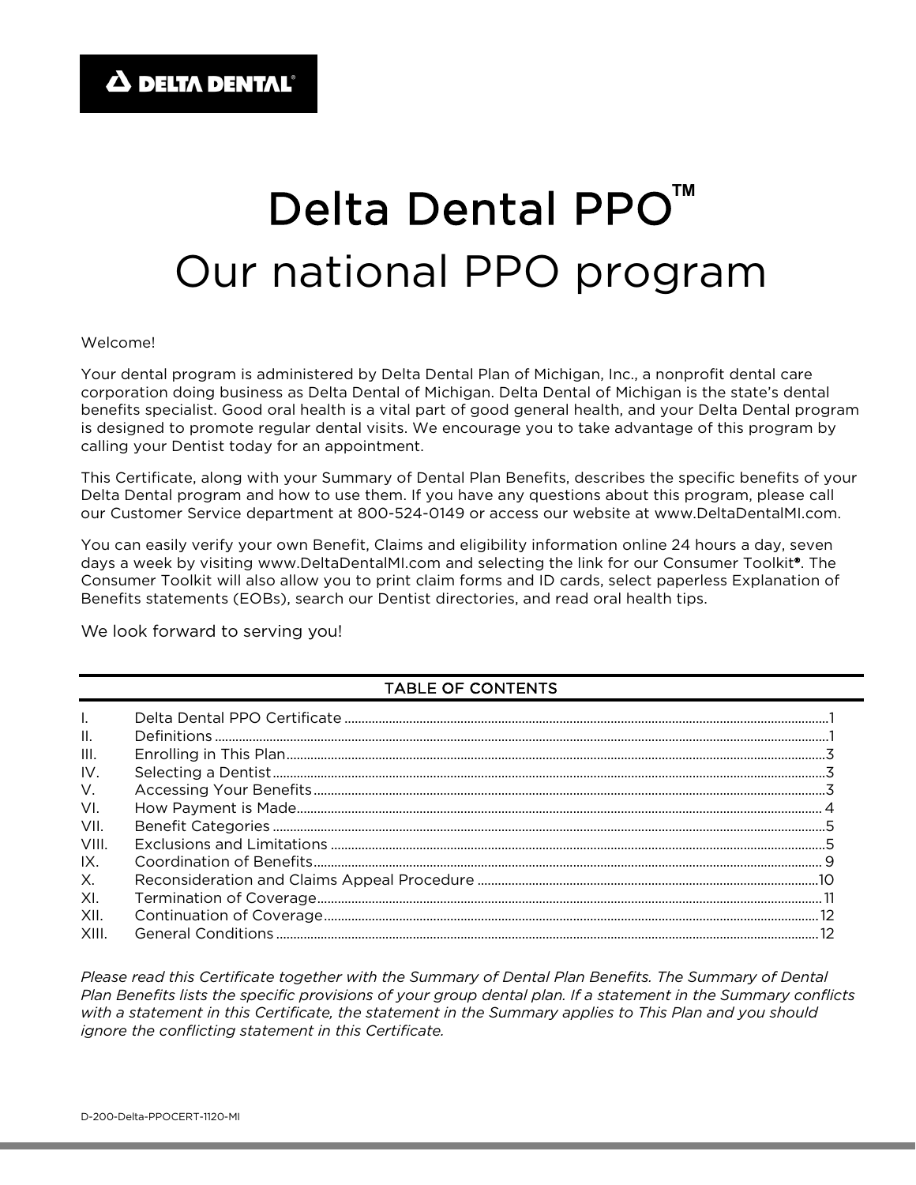**DELTA DENTAL**

# Delta Dental PPO™

# Our national PPO program

Welcome!

Your dental program is administered by Delta Dental Plan of Michigan, Inc., a nonprofit dental care corporation doing business as Delta Dental of Michigan. Delta Dental of Michigan is the state's dental benefits specialist. Good oral health is a vital part of good general health, and your Delta Dental program is designed to promote regular dental visits. We encourage you to take advantage of this program by calling your Dentist today for an appointment.

This Certificate, along with your Summary of Dental Plan Benefits, describes the specific benefits of your Delta Dental program and how to use them. If you have any questions about this program, please call our Customer Service department at 800-524-0149 or access our website at www.DeltaDentalMI.com.

You can easily verify your own Benefit, Claims and eligibility information online 24 hours a day, seven days a week by visiting www.DeltaDentalMI.com and selecting the link for our Consumer Toolkit®. The Consumer Toolkit will also allow you to print claim forms and ID cards, select paperless Explanation of Benefits statements (EOBs), search our Dentist directories, and read oral health tips.

We look forward to serving you!

## TABLE OF CONTENTS

| | | |
|---|---|---|
| I. | Delta Dental PPO Certificate | 1 |
| II. | Definitions | 1 |
| III. | Enrolling in This Plan | 3 |
| IV. | Selecting a Dentist | 3 |
| V. | Accessing Your Benefits | 3 |
| VI. | How Payment is Made | 4 |
| VII. | Benefit Categories | 5 |
| VIII. | Exclusions and Limitations | 5 |
| IX. | Coordination of Benefits | 9 |
| X. | Reconsideration and Claims Appeal Procedure | 10 |
| XI. | Termination of Coverage | 11 |
| XII. | Continuation of Coverage | 12 |
| XIII. | General Conditions | 12 |

*Please read this Certificate together with the Summary of Dental Plan Benefits. The Summary of Dental Plan Benefits lists the specific provisions of your group dental plan. If a statement in the Summary conflicts with a statement in this Certificate, the statement in the Summary applies to This Plan and you should ignore the conflicting statement in this Certificate.*

D-200-Delta-PPOCERT-1120-MI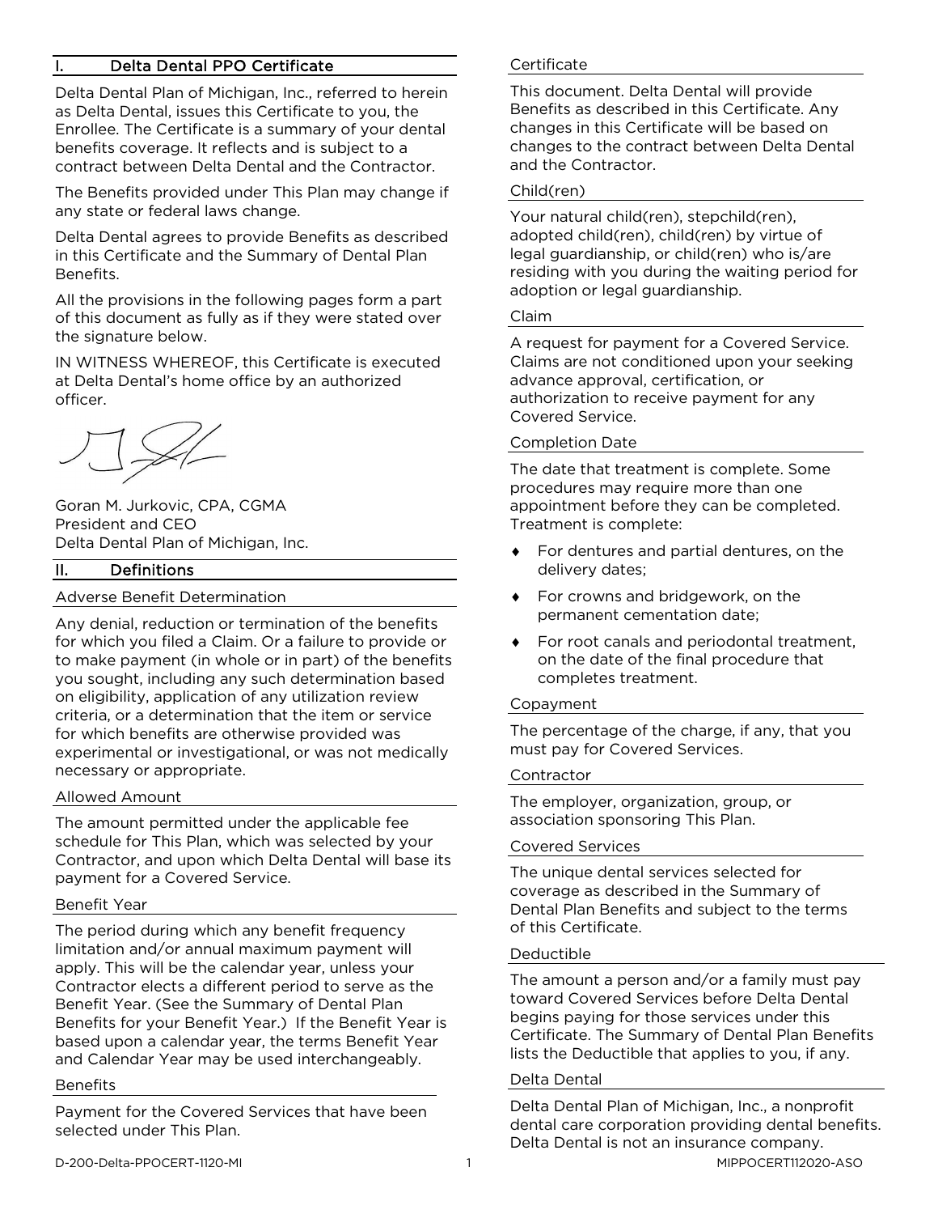## I. Delta Dental PPO Certificate

Delta Dental Plan of Michigan, Inc., referred to herein as Delta Dental, issues this Certificate to you, the Enrollee. The Certificate is a summary of your dental benefits coverage. It reflects and is subject to a contract between Delta Dental and the Contractor.

The Benefits provided under This Plan may change if any state or federal laws change.

Delta Dental agrees to provide Benefits as described in this Certificate and the Summary of Dental Plan Benefits.

All the provisions in the following pages form a part of this document as fully as if they were stated over the signature below.

IN WITNESS WHEREOF, this Certificate is executed at Delta Dental's home office by an authorized officer.

Goran M. Jurkovic, CPA, CGMA
President and CEO
Delta Dental Plan of Michigan, Inc.

## II. Definitions

### Adverse Benefit Determination

Any denial, reduction or termination of the benefits for which you filed a Claim. Or a failure to provide or to make payment (in whole or in part) of the benefits you sought, including any such determination based on eligibility, application of any utilization review criteria, or a determination that the item or service for which benefits are otherwise provided was experimental or investigational, or was not medically necessary or appropriate.

### Allowed Amount

The amount permitted under the applicable fee schedule for This Plan, which was selected by your Contractor, and upon which Delta Dental will base its payment for a Covered Service.

### Benefit Year

The period during which any benefit frequency limitation and/or annual maximum payment will apply. This will be the calendar year, unless your Contractor elects a different period to serve as the Benefit Year. (See the Summary of Dental Plan Benefits for your Benefit Year.) If the Benefit Year is based upon a calendar year, the terms Benefit Year and Calendar Year may be used interchangeably.

### Benefits

Payment for the Covered Services that have been selected under This Plan.

### Certificate

This document. Delta Dental will provide Benefits as described in this Certificate. Any changes in this Certificate will be based on changes to the contract between Delta Dental and the Contractor.

### Child(ren)

Your natural child(ren), stepchild(ren), adopted child(ren), child(ren) by virtue of legal guardianship, or child(ren) who is/are residing with you during the waiting period for adoption or legal guardianship.

### Claim

A request for payment for a Covered Service. Claims are not conditioned upon your seeking advance approval, certification, or authorization to receive payment for any Covered Service.

### Completion Date

The date that treatment is complete. Some procedures may require more than one appointment before they can be completed. Treatment is complete:

- For dentures and partial dentures, on the delivery dates;
- For crowns and bridgework, on the permanent cementation date;
- For root canals and periodontal treatment, on the date of the final procedure that completes treatment.

### Copayment

The percentage of the charge, if any, that you must pay for Covered Services.

### Contractor

The employer, organization, group, or association sponsoring This Plan.

### Covered Services

The unique dental services selected for coverage as described in the Summary of Dental Plan Benefits and subject to the terms of this Certificate.

### Deductible

The amount a person and/or a family must pay toward Covered Services before Delta Dental begins paying for those services under this Certificate. The Summary of Dental Plan Benefits lists the Deductible that applies to you, if any.

### Delta Dental

Delta Dental Plan of Michigan, Inc., a nonprofit dental care corporation providing dental benefits. Delta Dental is not an insurance company.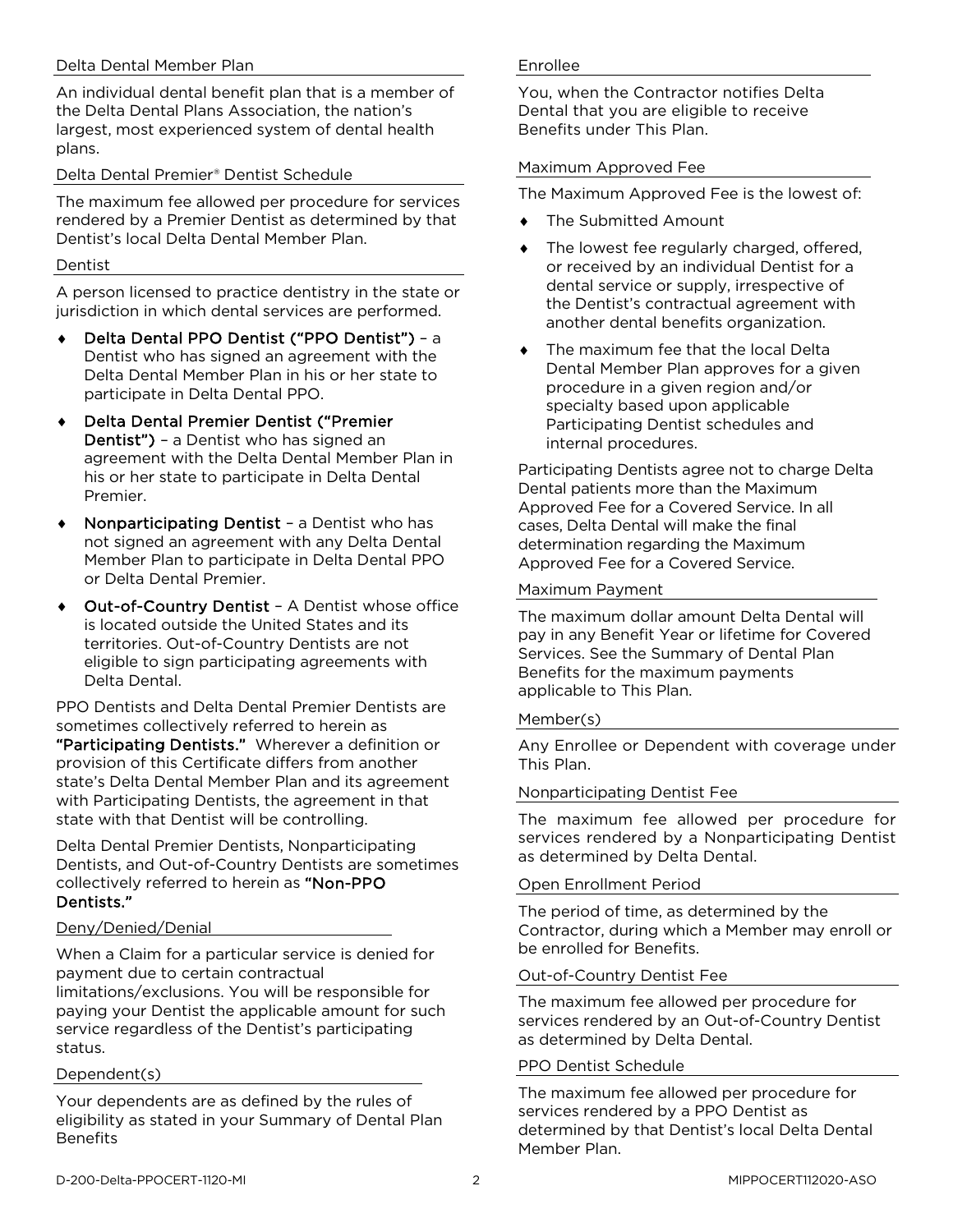### Delta Dental Member Plan

An individual dental benefit plan that is a member of the Delta Dental Plans Association, the nation's largest, most experienced system of dental health plans.

### Delta Dental Premier® Dentist Schedule

The maximum fee allowed per procedure for services rendered by a Premier Dentist as determined by that Dentist's local Delta Dental Member Plan.

### Dentist

A person licensed to practice dentistry in the state or jurisdiction in which dental services are performed.

- **Delta Dental PPO Dentist ("PPO Dentist")** – a Dentist who has signed an agreement with the Delta Dental Member Plan in his or her state to participate in Delta Dental PPO.
- **Delta Dental Premier Dentist ("Premier Dentist")** – a Dentist who has signed an agreement with the Delta Dental Member Plan in his or her state to participate in Delta Dental Premier.
- **Nonparticipating Dentist** – a Dentist who has not signed an agreement with any Delta Dental Member Plan to participate in Delta Dental PPO or Delta Dental Premier.
- **Out-of-Country Dentist** – A Dentist whose office is located outside the United States and its territories. Out-of-Country Dentists are not eligible to sign participating agreements with Delta Dental.

PPO Dentists and Delta Dental Premier Dentists are sometimes collectively referred to herein as **"Participating Dentists."** Wherever a definition or provision of this Certificate differs from another state's Delta Dental Member Plan and its agreement with Participating Dentists, the agreement in that state with that Dentist will be controlling.

Delta Dental Premier Dentists, Nonparticipating Dentists, and Out-of-Country Dentists are sometimes collectively referred to herein as **"Non-PPO Dentists."**

### Deny/Denied/Denial

When a Claim for a particular service is denied for payment due to certain contractual limitations/exclusions. You will be responsible for paying your Dentist the applicable amount for such service regardless of the Dentist's participating status.

### Dependent(s)

Your dependents are as defined by the rules of eligibility as stated in your Summary of Dental Plan Benefits

### Enrollee

You, when the Contractor notifies Delta Dental that you are eligible to receive Benefits under This Plan.

### Maximum Approved Fee

The Maximum Approved Fee is the lowest of:

- The Submitted Amount
- The lowest fee regularly charged, offered, or received by an individual Dentist for a dental service or supply, irrespective of the Dentist's contractual agreement with another dental benefits organization.
- The maximum fee that the local Delta Dental Member Plan approves for a given procedure in a given region and/or specialty based upon applicable Participating Dentist schedules and internal procedures.

Participating Dentists agree not to charge Delta Dental patients more than the Maximum Approved Fee for a Covered Service. In all cases, Delta Dental will make the final determination regarding the Maximum Approved Fee for a Covered Service.

### Maximum Payment

The maximum dollar amount Delta Dental will pay in any Benefit Year or lifetime for Covered Services. See the Summary of Dental Plan Benefits for the maximum payments applicable to This Plan.

### Member(s)

Any Enrollee or Dependent with coverage under This Plan.

### Nonparticipating Dentist Fee

The maximum fee allowed per procedure for services rendered by a Nonparticipating Dentist as determined by Delta Dental.

### Open Enrollment Period

The period of time, as determined by the Contractor, during which a Member may enroll or be enrolled for Benefits.

### Out-of-Country Dentist Fee

The maximum fee allowed per procedure for services rendered by an Out-of-Country Dentist as determined by Delta Dental.

### PPO Dentist Schedule

The maximum fee allowed per procedure for services rendered by a PPO Dentist as determined by that Dentist's local Delta Dental Member Plan.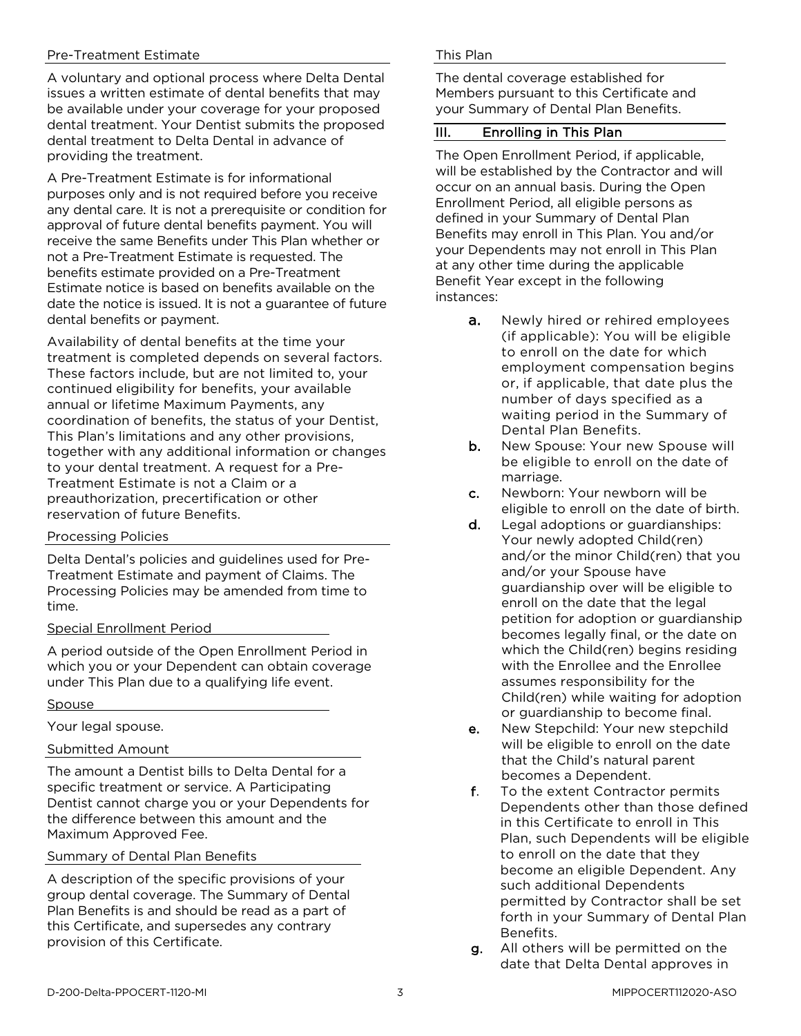Pre-Treatment Estimate

A voluntary and optional process where Delta Dental issues a written estimate of dental benefits that may be available under your coverage for your proposed dental treatment. Your Dentist submits the proposed dental treatment to Delta Dental in advance of providing the treatment.

A Pre-Treatment Estimate is for informational purposes only and is not required before you receive any dental care. It is not a prerequisite or condition for approval of future dental benefits payment. You will receive the same Benefits under This Plan whether or not a Pre-Treatment Estimate is requested. The benefits estimate provided on a Pre-Treatment Estimate notice is based on benefits available on the date the notice is issued. It is not a guarantee of future dental benefits or payment.

Availability of dental benefits at the time your treatment is completed depends on several factors. These factors include, but are not limited to, your continued eligibility for benefits, your available annual or lifetime Maximum Payments, any coordination of benefits, the status of your Dentist, This Plan's limitations and any other provisions, together with any additional information or changes to your dental treatment. A request for a Pre-Treatment Estimate is not a Claim or a preauthorization, precertification or other reservation of future Benefits.

Processing Policies

Delta Dental's policies and guidelines used for Pre-Treatment Estimate and payment of Claims. The Processing Policies may be amended from time to time.

Special Enrollment Period

A period outside of the Open Enrollment Period in which you or your Dependent can obtain coverage under This Plan due to a qualifying life event.

Spouse

Your legal spouse.

Submitted Amount

The amount a Dentist bills to Delta Dental for a specific treatment or service. A Participating Dentist cannot charge you or your Dependents for the difference between this amount and the Maximum Approved Fee.

Summary of Dental Plan Benefits

A description of the specific provisions of your group dental coverage. The Summary of Dental Plan Benefits is and should be read as a part of this Certificate, and supersedes any contrary provision of this Certificate.

This Plan

The dental coverage established for Members pursuant to this Certificate and your Summary of Dental Plan Benefits.

## III. Enrolling in This Plan

The Open Enrollment Period, if applicable, will be established by the Contractor and will occur on an annual basis. During the Open Enrollment Period, all eligible persons as defined in your Summary of Dental Plan Benefits may enroll in This Plan. You and/or your Dependents may not enroll in This Plan at any other time during the applicable Benefit Year except in the following instances:

- **a.** Newly hired or rehired employees (if applicable): You will be eligible to enroll on the date for which employment compensation begins or, if applicable, that date plus the number of days specified as a waiting period in the Summary of Dental Plan Benefits.
- **b.** New Spouse: Your new Spouse will be eligible to enroll on the date of marriage.
- **c.** Newborn: Your newborn will be eligible to enroll on the date of birth.
- **d.** Legal adoptions or guardianships: Your newly adopted Child(ren) and/or the minor Child(ren) that you and/or your Spouse have guardianship over will be eligible to enroll on the date that the legal petition for adoption or guardianship becomes legally final, or the date on which the Child(ren) begins residing with the Enrollee and the Enrollee assumes responsibility for the Child(ren) while waiting for adoption or guardianship to become final.
- **e.** New Stepchild: Your new stepchild will be eligible to enroll on the date that the Child's natural parent becomes a Dependent.
- **f.** To the extent Contractor permits Dependents other than those defined in this Certificate to enroll in This Plan, such Dependents will be eligible to enroll on the date that they become an eligible Dependent. Any such additional Dependents permitted by Contractor shall be set forth in your Summary of Dental Plan Benefits.
- **g.** All others will be permitted on the date that Delta Dental approves in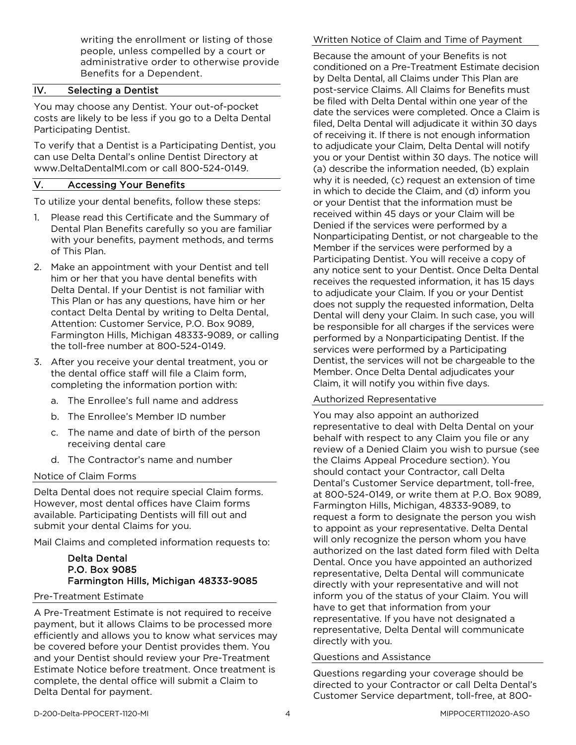writing the enrollment or listing of those people, unless compelled by a court or administrative order to otherwise provide Benefits for a Dependent.

## IV. Selecting a Dentist

You may choose any Dentist. Your out-of-pocket costs are likely to be less if you go to a Delta Dental Participating Dentist.

To verify that a Dentist is a Participating Dentist, you can use Delta Dental's online Dentist Directory at www.DeltaDentalMI.com or call 800-524-0149.

## V. Accessing Your Benefits

To utilize your dental benefits, follow these steps:

1. Please read this Certificate and the Summary of Dental Plan Benefits carefully so you are familiar with your benefits, payment methods, and terms of This Plan.
2. Make an appointment with your Dentist and tell him or her that you have dental benefits with Delta Dental. If your Dentist is not familiar with This Plan or has any questions, have him or her contact Delta Dental by writing to Delta Dental, Attention: Customer Service, P.O. Box 9089, Farmington Hills, Michigan 48333-9089, or calling the toll-free number at 800-524-0149.
3. After you receive your dental treatment, you or the dental office staff will file a Claim form, completing the information portion with:
   a. The Enrollee's full name and address
   b. The Enrollee's Member ID number
   c. The name and date of birth of the person receiving dental care
   d. The Contractor's name and number

### Notice of Claim Forms

Delta Dental does not require special Claim forms. However, most dental offices have Claim forms available. Participating Dentists will fill out and submit your dental Claims for you.

Mail Claims and completed information requests to:

**Delta Dental**
**P.O. Box 9085**
**Farmington Hills, Michigan 48333-9085**

### Pre-Treatment Estimate

A Pre-Treatment Estimate is not required to receive payment, but it allows Claims to be processed more efficiently and allows you to know what services may be covered before your Dentist provides them. You and your Dentist should review your Pre-Treatment Estimate Notice before treatment. Once treatment is complete, the dental office will submit a Claim to Delta Dental for payment.

### Written Notice of Claim and Time of Payment

Because the amount of your Benefits is not conditioned on a Pre-Treatment Estimate decision by Delta Dental, all Claims under This Plan are post-service Claims. All Claims for Benefits must be filed with Delta Dental within one year of the date the services were completed. Once a Claim is filed, Delta Dental will adjudicate it within 30 days of receiving it. If there is not enough information to adjudicate your Claim, Delta Dental will notify you or your Dentist within 30 days. The notice will (a) describe the information needed, (b) explain why it is needed, (c) request an extension of time in which to decide the Claim, and (d) inform you or your Dentist that the information must be received within 45 days or your Claim will be Denied if the services were performed by a Nonparticipating Dentist, or not chargeable to the Member if the services were performed by a Participating Dentist. You will receive a copy of any notice sent to your Dentist. Once Delta Dental receives the requested information, it has 15 days to adjudicate your Claim. If you or your Dentist does not supply the requested information, Delta Dental will deny your Claim. In such case, you will be responsible for all charges if the services were performed by a Nonparticipating Dentist. If the services were performed by a Participating Dentist, the services will not be chargeable to the Member. Once Delta Dental adjudicates your Claim, it will notify you within five days.

### Authorized Representative

You may also appoint an authorized representative to deal with Delta Dental on your behalf with respect to any Claim you file or any review of a Denied Claim you wish to pursue (see the Claims Appeal Procedure section). You should contact your Contractor, call Delta Dental's Customer Service department, toll-free, at 800-524-0149, or write them at P.O. Box 9089, Farmington Hills, Michigan, 48333-9089, to request a form to designate the person you wish to appoint as your representative. Delta Dental will only recognize the person whom you have authorized on the last dated form filed with Delta Dental. Once you have appointed an authorized representative, Delta Dental will communicate directly with your representative and will not inform you of the status of your Claim. You will have to get that information from your representative. If you have not designated a representative, Delta Dental will communicate directly with you.

### Questions and Assistance

Questions regarding your coverage should be directed to your Contractor or call Delta Dental's Customer Service department, toll-free, at 800-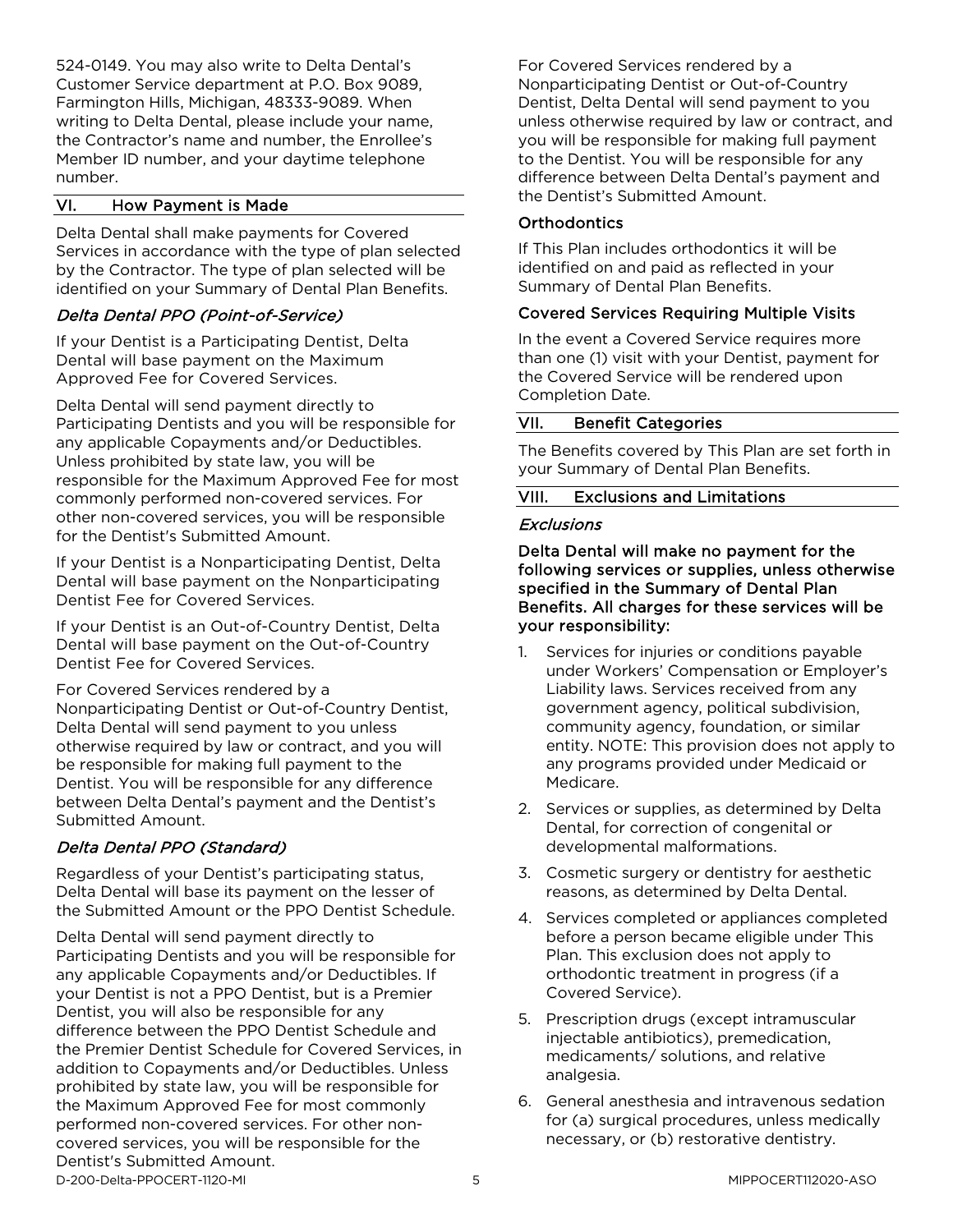524-0149. You may also write to Delta Dental's Customer Service department at P.O. Box 9089, Farmington Hills, Michigan, 48333-9089. When writing to Delta Dental, please include your name, the Contractor's name and number, the Enrollee's Member ID number, and your daytime telephone number.

## VI. How Payment is Made

Delta Dental shall make payments for Covered Services in accordance with the type of plan selected by the Contractor. The type of plan selected will be identified on your Summary of Dental Plan Benefits.

### *Delta Dental PPO (Point-of-Service)*

If your Dentist is a Participating Dentist, Delta Dental will base payment on the Maximum Approved Fee for Covered Services.

Delta Dental will send payment directly to Participating Dentists and you will be responsible for any applicable Copayments and/or Deductibles. Unless prohibited by state law, you will be responsible for the Maximum Approved Fee for most commonly performed non-covered services. For other non-covered services, you will be responsible for the Dentist's Submitted Amount.

If your Dentist is a Nonparticipating Dentist, Delta Dental will base payment on the Nonparticipating Dentist Fee for Covered Services.

If your Dentist is an Out-of-Country Dentist, Delta Dental will base payment on the Out-of-Country Dentist Fee for Covered Services.

For Covered Services rendered by a Nonparticipating Dentist or Out-of-Country Dentist, Delta Dental will send payment to you unless otherwise required by law or contract, and you will be responsible for making full payment to the Dentist. You will be responsible for any difference between Delta Dental's payment and the Dentist's Submitted Amount.

### *Delta Dental PPO (Standard)*

Regardless of your Dentist's participating status, Delta Dental will base its payment on the lesser of the Submitted Amount or the PPO Dentist Schedule.

Delta Dental will send payment directly to Participating Dentists and you will be responsible for any applicable Copayments and/or Deductibles. If your Dentist is not a PPO Dentist, but is a Premier Dentist, you will also be responsible for any difference between the PPO Dentist Schedule and the Premier Dentist Schedule for Covered Services, in addition to Copayments and/or Deductibles. Unless prohibited by state law, you will be responsible for the Maximum Approved Fee for most commonly performed non-covered services. For other non-covered services, you will be responsible for the Dentist's Submitted Amount.

For Covered Services rendered by a Nonparticipating Dentist or Out-of-Country Dentist, Delta Dental will send payment to you unless otherwise required by law or contract, and you will be responsible for making full payment to the Dentist. You will be responsible for any difference between Delta Dental's payment and the Dentist's Submitted Amount.

### Orthodontics

If This Plan includes orthodontics it will be identified on and paid as reflected in your Summary of Dental Plan Benefits.

### Covered Services Requiring Multiple Visits

In the event a Covered Service requires more than one (1) visit with your Dentist, payment for the Covered Service will be rendered upon Completion Date.

## VII. Benefit Categories

The Benefits covered by This Plan are set forth in your Summary of Dental Plan Benefits.

## VIII. Exclusions and Limitations

### *Exclusions*

**Delta Dental will make no payment for the following services or supplies, unless otherwise specified in the Summary of Dental Plan Benefits. All charges for these services will be your responsibility:**

1. Services for injuries or conditions payable under Workers' Compensation or Employer's Liability laws. Services received from any government agency, political subdivision, community agency, foundation, or similar entity. NOTE: This provision does not apply to any programs provided under Medicaid or Medicare.
2. Services or supplies, as determined by Delta Dental, for correction of congenital or developmental malformations.
3. Cosmetic surgery or dentistry for aesthetic reasons, as determined by Delta Dental.
4. Services completed or appliances completed before a person became eligible under This Plan. This exclusion does not apply to orthodontic treatment in progress (if a Covered Service).
5. Prescription drugs (except intramuscular injectable antibiotics), premedication, medicaments/ solutions, and relative analgesia.
6. General anesthesia and intravenous sedation for (a) surgical procedures, unless medically necessary, or (b) restorative dentistry.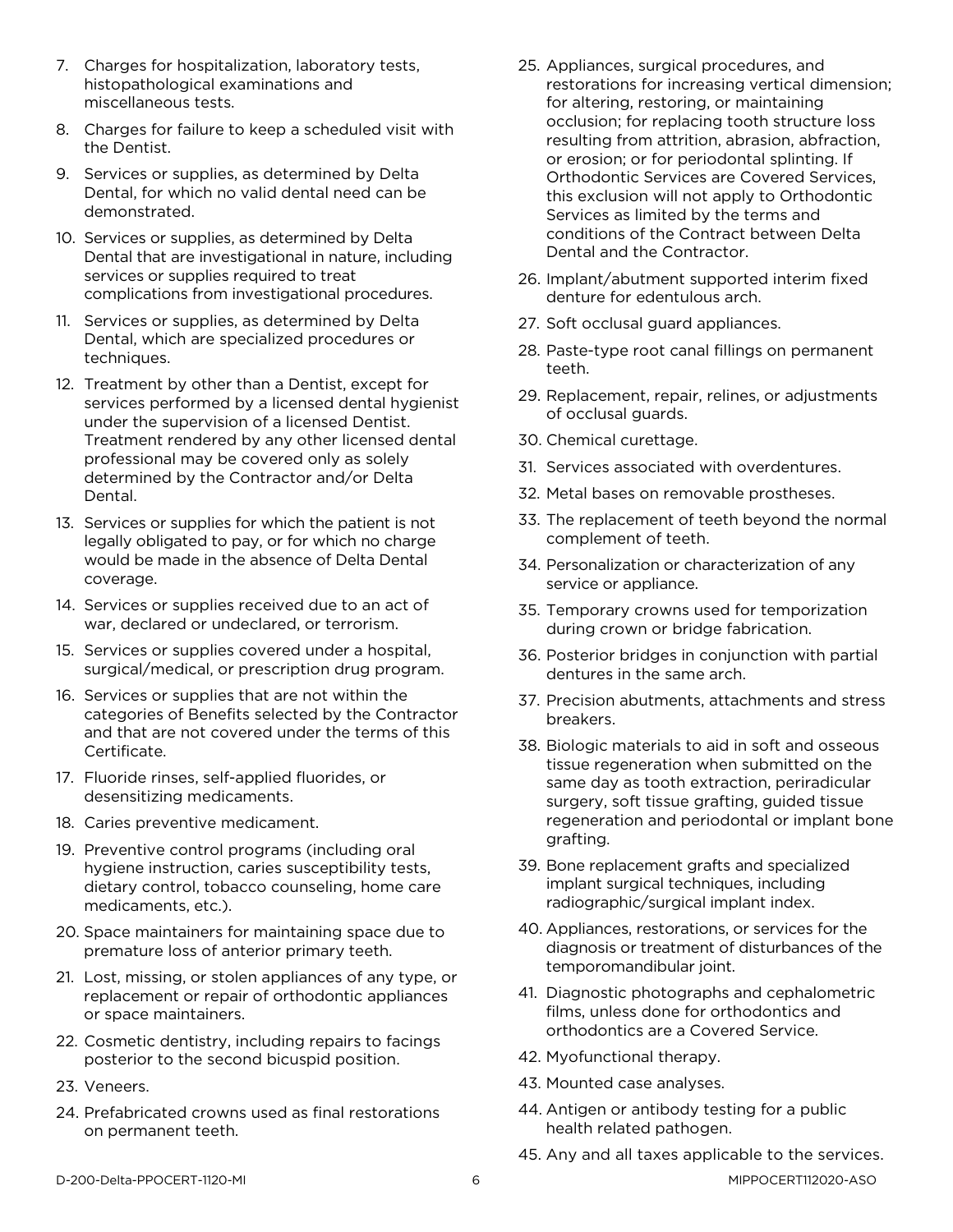7. Charges for hospitalization, laboratory tests, histopathological examinations and miscellaneous tests.
8. Charges for failure to keep a scheduled visit with the Dentist.
9. Services or supplies, as determined by Delta Dental, for which no valid dental need can be demonstrated.
10. Services or supplies, as determined by Delta Dental that are investigational in nature, including services or supplies required to treat complications from investigational procedures.
11. Services or supplies, as determined by Delta Dental, which are specialized procedures or techniques.
12. Treatment by other than a Dentist, except for services performed by a licensed dental hygienist under the supervision of a licensed Dentist. Treatment rendered by any other licensed dental professional may be covered only as solely determined by the Contractor and/or Delta Dental.
13. Services or supplies for which the patient is not legally obligated to pay, or for which no charge would be made in the absence of Delta Dental coverage.
14. Services or supplies received due to an act of war, declared or undeclared, or terrorism.
15. Services or supplies covered under a hospital, surgical/medical, or prescription drug program.
16. Services or supplies that are not within the categories of Benefits selected by the Contractor and that are not covered under the terms of this Certificate.
17. Fluoride rinses, self-applied fluorides, or desensitizing medicaments.
18. Caries preventive medicament.
19. Preventive control programs (including oral hygiene instruction, caries susceptibility tests, dietary control, tobacco counseling, home care medicaments, etc.).
20. Space maintainers for maintaining space due to premature loss of anterior primary teeth.
21. Lost, missing, or stolen appliances of any type, or replacement or repair of orthodontic appliances or space maintainers.
22. Cosmetic dentistry, including repairs to facings posterior to the second bicuspid position.
23. Veneers.
24. Prefabricated crowns used as final restorations on permanent teeth.
25. Appliances, surgical procedures, and restorations for increasing vertical dimension; for altering, restoring, or maintaining occlusion; for replacing tooth structure loss resulting from attrition, abrasion, abfraction, or erosion; or for periodontal splinting. If Orthodontic Services are Covered Services, this exclusion will not apply to Orthodontic Services as limited by the terms and conditions of the Contract between Delta Dental and the Contractor.
26. Implant/abutment supported interim fixed denture for edentulous arch.
27. Soft occlusal guard appliances.
28. Paste-type root canal fillings on permanent teeth.
29. Replacement, repair, relines, or adjustments of occlusal guards.
30. Chemical curettage.
31. Services associated with overdentures.
32. Metal bases on removable prostheses.
33. The replacement of teeth beyond the normal complement of teeth.
34. Personalization or characterization of any service or appliance.
35. Temporary crowns used for temporization during crown or bridge fabrication.
36. Posterior bridges in conjunction with partial dentures in the same arch.
37. Precision abutments, attachments and stress breakers.
38. Biologic materials to aid in soft and osseous tissue regeneration when submitted on the same day as tooth extraction, periradicular surgery, soft tissue grafting, guided tissue regeneration and periodontal or implant bone grafting.
39. Bone replacement grafts and specialized implant surgical techniques, including radiographic/surgical implant index.
40. Appliances, restorations, or services for the diagnosis or treatment of disturbances of the temporomandibular joint.
41. Diagnostic photographs and cephalometric films, unless done for orthodontics and orthodontics are a Covered Service.
42. Myofunctional therapy.
43. Mounted case analyses.
44. Antigen or antibody testing for a public health related pathogen.
45. Any and all taxes applicable to the services.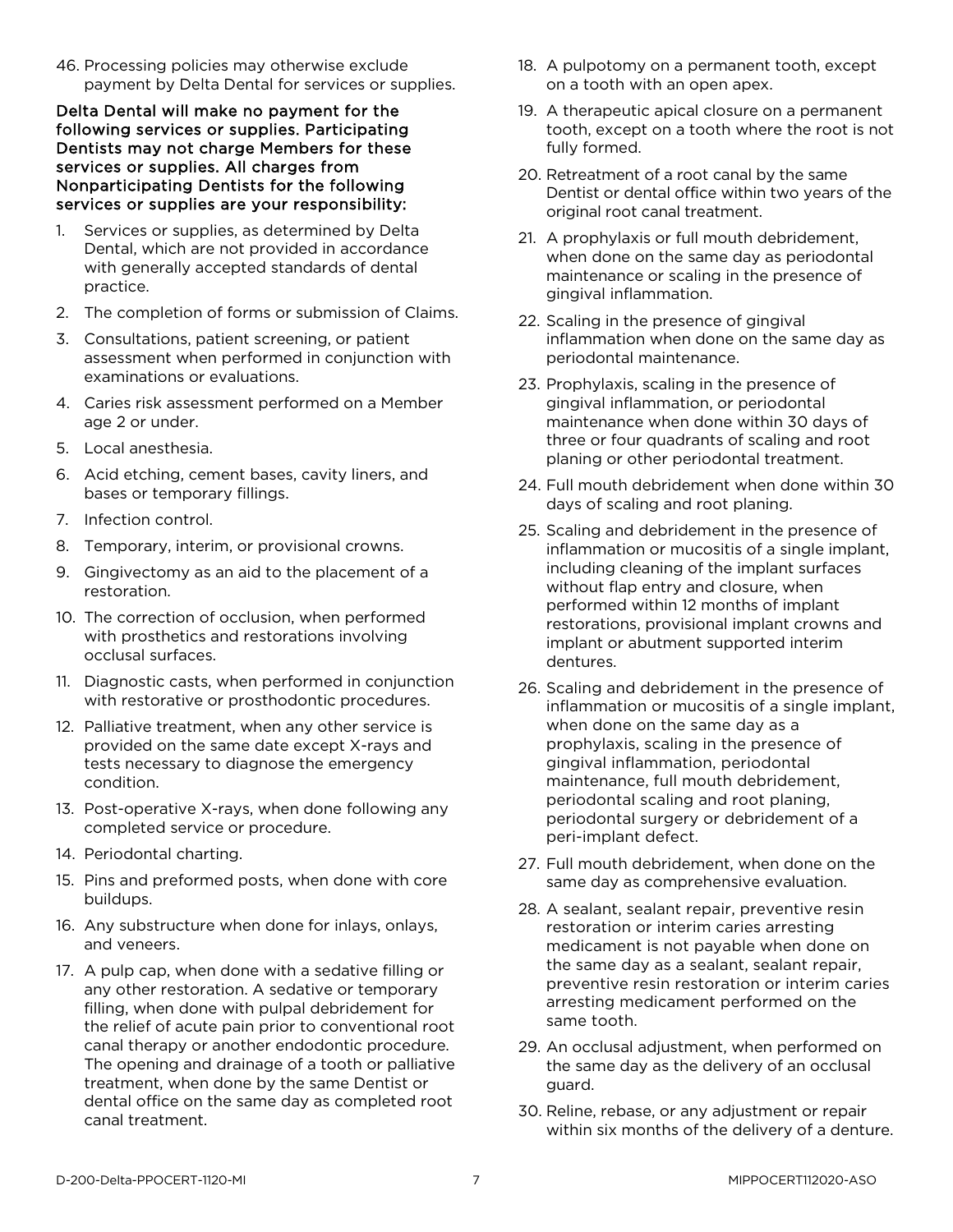46. Processing policies may otherwise exclude payment by Delta Dental for services or supplies.

**Delta Dental will make no payment for the following services or supplies. Participating Dentists may not charge Members for these services or supplies. All charges from Nonparticipating Dentists for the following services or supplies are your responsibility:**

1. Services or supplies, as determined by Delta Dental, which are not provided in accordance with generally accepted standards of dental practice.
2. The completion of forms or submission of Claims.
3. Consultations, patient screening, or patient assessment when performed in conjunction with examinations or evaluations.
4. Caries risk assessment performed on a Member age 2 or under.
5. Local anesthesia.
6. Acid etching, cement bases, cavity liners, and bases or temporary fillings.
7. Infection control.
8. Temporary, interim, or provisional crowns.
9. Gingivectomy as an aid to the placement of a restoration.
10. The correction of occlusion, when performed with prosthetics and restorations involving occlusal surfaces.
11. Diagnostic casts, when performed in conjunction with restorative or prosthodontic procedures.
12. Palliative treatment, when any other service is provided on the same date except X-rays and tests necessary to diagnose the emergency condition.
13. Post-operative X-rays, when done following any completed service or procedure.
14. Periodontal charting.
15. Pins and preformed posts, when done with core buildups.
16. Any substructure when done for inlays, onlays, and veneers.
17. A pulp cap, when done with a sedative filling or any other restoration. A sedative or temporary filling, when done with pulpal debridement for the relief of acute pain prior to conventional root canal therapy or another endodontic procedure. The opening and drainage of a tooth or palliative treatment, when done by the same Dentist or dental office on the same day as completed root canal treatment.
18. A pulpotomy on a permanent tooth, except on a tooth with an open apex.
19. A therapeutic apical closure on a permanent tooth, except on a tooth where the root is not fully formed.
20. Retreatment of a root canal by the same Dentist or dental office within two years of the original root canal treatment.
21. A prophylaxis or full mouth debridement, when done on the same day as periodontal maintenance or scaling in the presence of gingival inflammation.
22. Scaling in the presence of gingival inflammation when done on the same day as periodontal maintenance.
23. Prophylaxis, scaling in the presence of gingival inflammation, or periodontal maintenance when done within 30 days of three or four quadrants of scaling and root planing or other periodontal treatment.
24. Full mouth debridement when done within 30 days of scaling and root planing.
25. Scaling and debridement in the presence of inflammation or mucositis of a single implant, including cleaning of the implant surfaces without flap entry and closure, when performed within 12 months of implant restorations, provisional implant crowns and implant or abutment supported interim dentures.
26. Scaling and debridement in the presence of inflammation or mucositis of a single implant, when done on the same day as a prophylaxis, scaling in the presence of gingival inflammation, periodontal maintenance, full mouth debridement, periodontal scaling and root planing, periodontal surgery or debridement of a peri-implant defect.
27. Full mouth debridement, when done on the same day as comprehensive evaluation.
28. A sealant, sealant repair, preventive resin restoration or interim caries arresting medicament is not payable when done on the same day as a sealant, sealant repair, preventive resin restoration or interim caries arresting medicament performed on the same tooth.
29. An occlusal adjustment, when performed on the same day as the delivery of an occlusal guard.
30. Reline, rebase, or any adjustment or repair within six months of the delivery of a denture.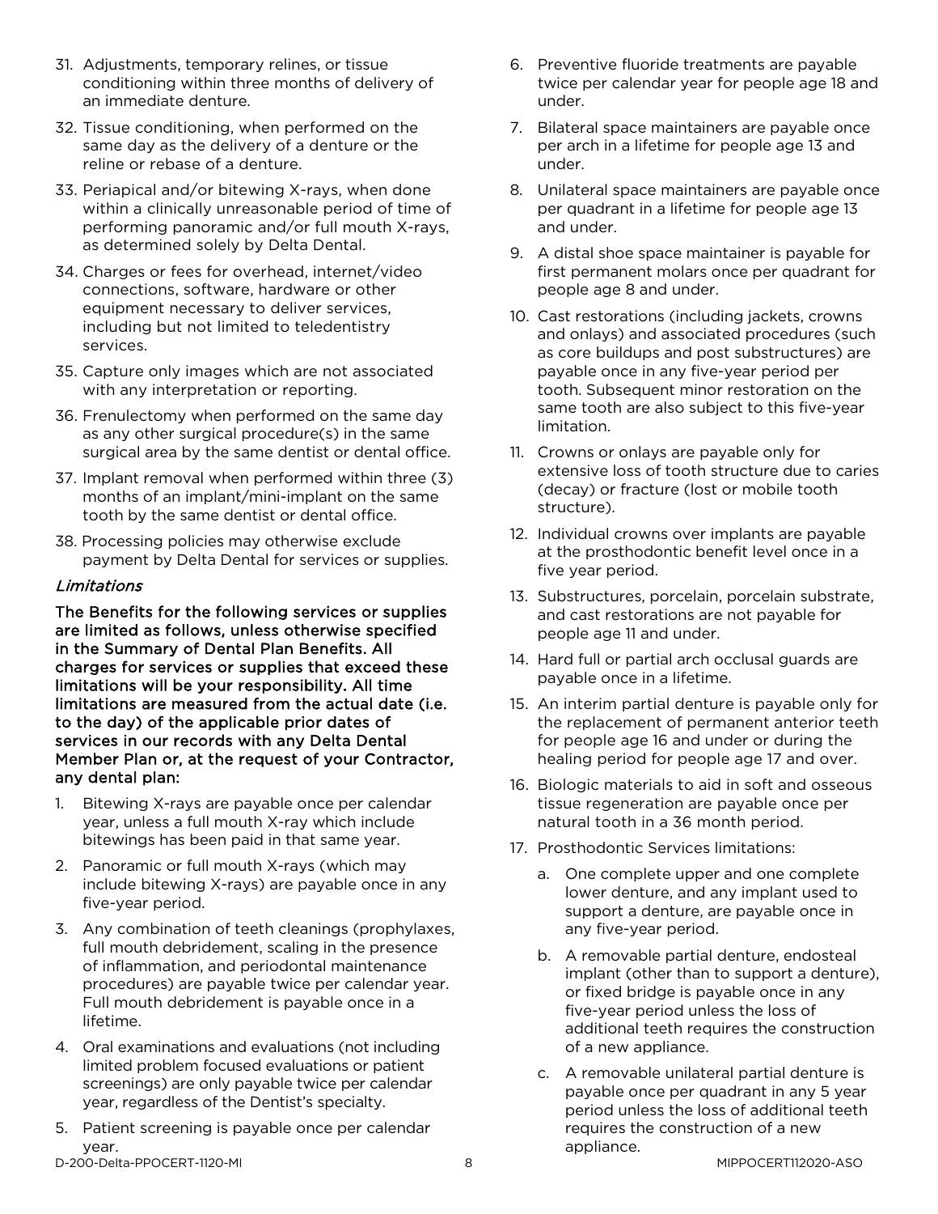31. Adjustments, temporary relines, or tissue conditioning within three months of delivery of an immediate denture.
32. Tissue conditioning, when performed on the same day as the delivery of a denture or the reline or rebase of a denture.
33. Periapical and/or bitewing X-rays, when done within a clinically unreasonable period of time of performing panoramic and/or full mouth X-rays, as determined solely by Delta Dental.
34. Charges or fees for overhead, internet/video connections, software, hardware or other equipment necessary to deliver services, including but not limited to teledentistry services.
35. Capture only images which are not associated with any interpretation or reporting.
36. Frenulectomy when performed on the same day as any other surgical procedure(s) in the same surgical area by the same dentist or dental office.
37. Implant removal when performed within three (3) months of an implant/mini-implant on the same tooth by the same dentist or dental office.
38. Processing policies may otherwise exclude payment by Delta Dental for services or supplies.

### *Limitations*

**The Benefits for the following services or supplies are limited as follows, unless otherwise specified in the Summary of Dental Plan Benefits. All charges for services or supplies that exceed these limitations will be your responsibility. All time limitations are measured from the actual date (i.e. to the day) of the applicable prior dates of services in our records with any Delta Dental Member Plan or, at the request of your Contractor, any dental plan:**

1. Bitewing X-rays are payable once per calendar year, unless a full mouth X-ray which include bitewings has been paid in that same year.
2. Panoramic or full mouth X-rays (which may include bitewing X-rays) are payable once in any five-year period.
3. Any combination of teeth cleanings (prophylaxes, full mouth debridement, scaling in the presence of inflammation, and periodontal maintenance procedures) are payable twice per calendar year. Full mouth debridement is payable once in a lifetime.
4. Oral examinations and evaluations (not including limited problem focused evaluations or patient screenings) are only payable twice per calendar year, regardless of the Dentist's specialty.
5. Patient screening is payable once per calendar year.
6. Preventive fluoride treatments are payable twice per calendar year for people age 18 and under.
7. Bilateral space maintainers are payable once per arch in a lifetime for people age 13 and under.
8. Unilateral space maintainers are payable once per quadrant in a lifetime for people age 13 and under.
9. A distal shoe space maintainer is payable for first permanent molars once per quadrant for people age 8 and under.
10. Cast restorations (including jackets, crowns and onlays) and associated procedures (such as core buildups and post substructures) are payable once in any five-year period per tooth. Subsequent minor restoration on the same tooth are also subject to this five-year limitation.
11. Crowns or onlays are payable only for extensive loss of tooth structure due to caries (decay) or fracture (lost or mobile tooth structure).
12. Individual crowns over implants are payable at the prosthodontic benefit level once in a five year period.
13. Substructures, porcelain, porcelain substrate, and cast restorations are not payable for people age 11 and under.
14. Hard full or partial arch occlusal guards are payable once in a lifetime.
15. An interim partial denture is payable only for the replacement of permanent anterior teeth for people age 16 and under or during the healing period for people age 17 and over.
16. Biologic materials to aid in soft and osseous tissue regeneration are payable once per natural tooth in a 36 month period.
17. Prosthodontic Services limitations:
    a. One complete upper and one complete lower denture, and any implant used to support a denture, are payable once in any five-year period.
    b. A removable partial denture, endosteal implant (other than to support a denture), or fixed bridge is payable once in any five-year period unless the loss of additional teeth requires the construction of a new appliance.
    c. A removable unilateral partial denture is payable once per quadrant in any 5 year period unless the loss of additional teeth requires the construction of a new appliance.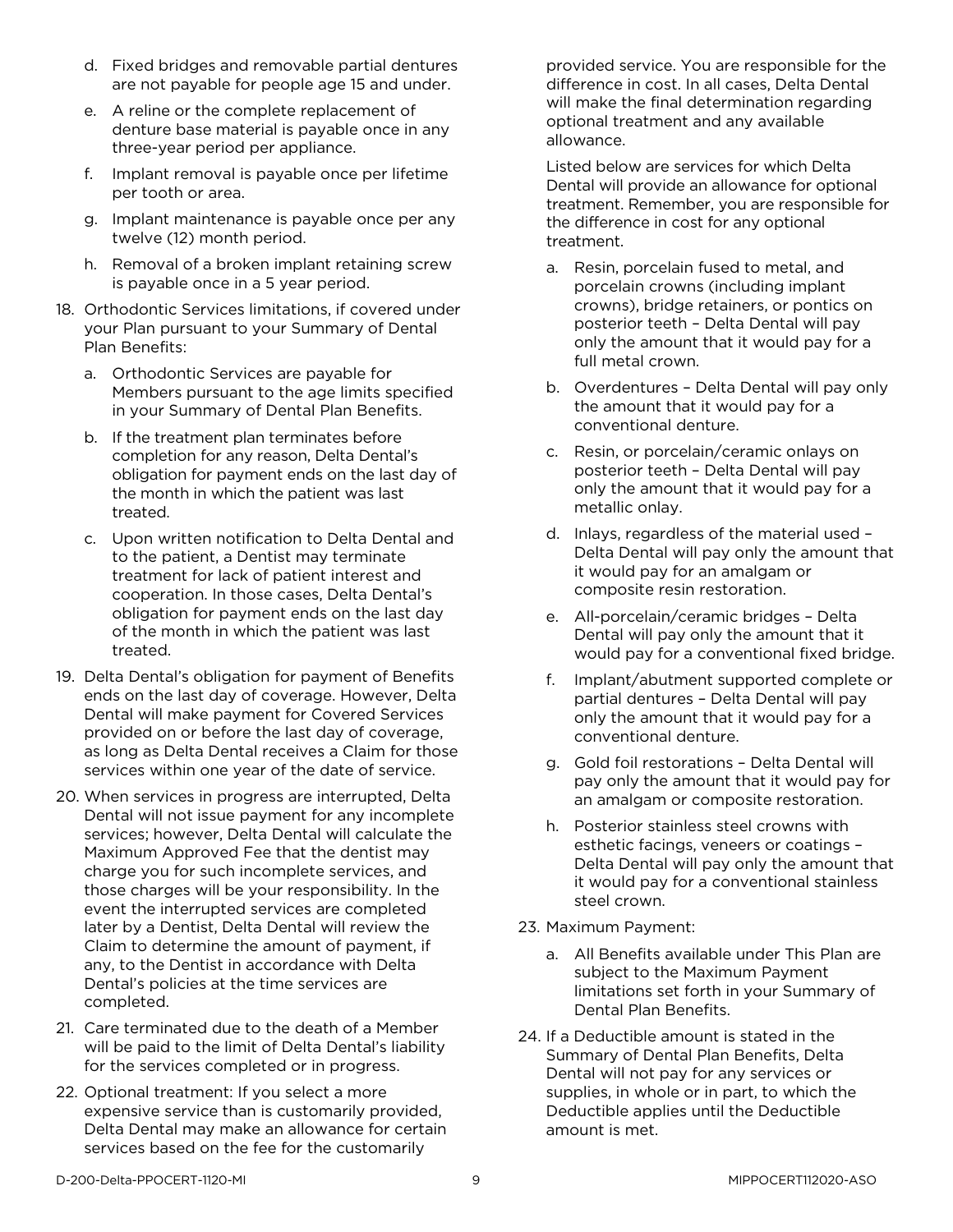d. Fixed bridges and removable partial dentures are not payable for people age 15 and under.

e. A reline or the complete replacement of denture base material is payable once in any three-year period per appliance.

f. Implant removal is payable once per lifetime per tooth or area.

g. Implant maintenance is payable once per any twelve (12) month period.

h. Removal of a broken implant retaining screw is payable once in a 5 year period.

18. Orthodontic Services limitations, if covered under your Plan pursuant to your Summary of Dental Plan Benefits:

    a. Orthodontic Services are payable for Members pursuant to the age limits specified in your Summary of Dental Plan Benefits.

    b. If the treatment plan terminates before completion for any reason, Delta Dental's obligation for payment ends on the last day of the month in which the patient was last treated.

    c. Upon written notification to Delta Dental and to the patient, a Dentist may terminate treatment for lack of patient interest and cooperation. In those cases, Delta Dental's obligation for payment ends on the last day of the month in which the patient was last treated.

19. Delta Dental's obligation for payment of Benefits ends on the last day of coverage. However, Delta Dental will make payment for Covered Services provided on or before the last day of coverage, as long as Delta Dental receives a Claim for those services within one year of the date of service.

20. When services in progress are interrupted, Delta Dental will not issue payment for any incomplete services; however, Delta Dental will calculate the Maximum Approved Fee that the dentist may charge you for such incomplete services, and those charges will be your responsibility. In the event the interrupted services are completed later by a Dentist, Delta Dental will review the Claim to determine the amount of payment, if any, to the Dentist in accordance with Delta Dental's policies at the time services are completed.

21. Care terminated due to the death of a Member will be paid to the limit of Delta Dental's liability for the services completed or in progress.

22. Optional treatment: If you select a more expensive service than is customarily provided, Delta Dental may make an allowance for certain services based on the fee for the customarily provided service. You are responsible for the difference in cost. In all cases, Delta Dental will make the final determination regarding optional treatment and any available allowance.

    Listed below are services for which Delta Dental will provide an allowance for optional treatment. Remember, you are responsible for the difference in cost for any optional treatment.

    a. Resin, porcelain fused to metal, and porcelain crowns (including implant crowns), bridge retainers, or pontics on posterior teeth – Delta Dental will pay only the amount that it would pay for a full metal crown.

    b. Overdentures – Delta Dental will pay only the amount that it would pay for a conventional denture.

    c. Resin, or porcelain/ceramic onlays on posterior teeth – Delta Dental will pay only the amount that it would pay for a metallic onlay.

    d. Inlays, regardless of the material used – Delta Dental will pay only the amount that it would pay for an amalgam or composite resin restoration.

    e. All-porcelain/ceramic bridges – Delta Dental will pay only the amount that it would pay for a conventional fixed bridge.

    f. Implant/abutment supported complete or partial dentures – Delta Dental will pay only the amount that it would pay for a conventional denture.

    g. Gold foil restorations – Delta Dental will pay only the amount that it would pay for an amalgam or composite restoration.

    h. Posterior stainless steel crowns with esthetic facings, veneers or coatings – Delta Dental will pay only the amount that it would pay for a conventional stainless steel crown.

23. Maximum Payment:

    a. All Benefits available under This Plan are subject to the Maximum Payment limitations set forth in your Summary of Dental Plan Benefits.

24. If a Deductible amount is stated in the Summary of Dental Plan Benefits, Delta Dental will not pay for any services or supplies, in whole or in part, to which the Deductible applies until the Deductible amount is met.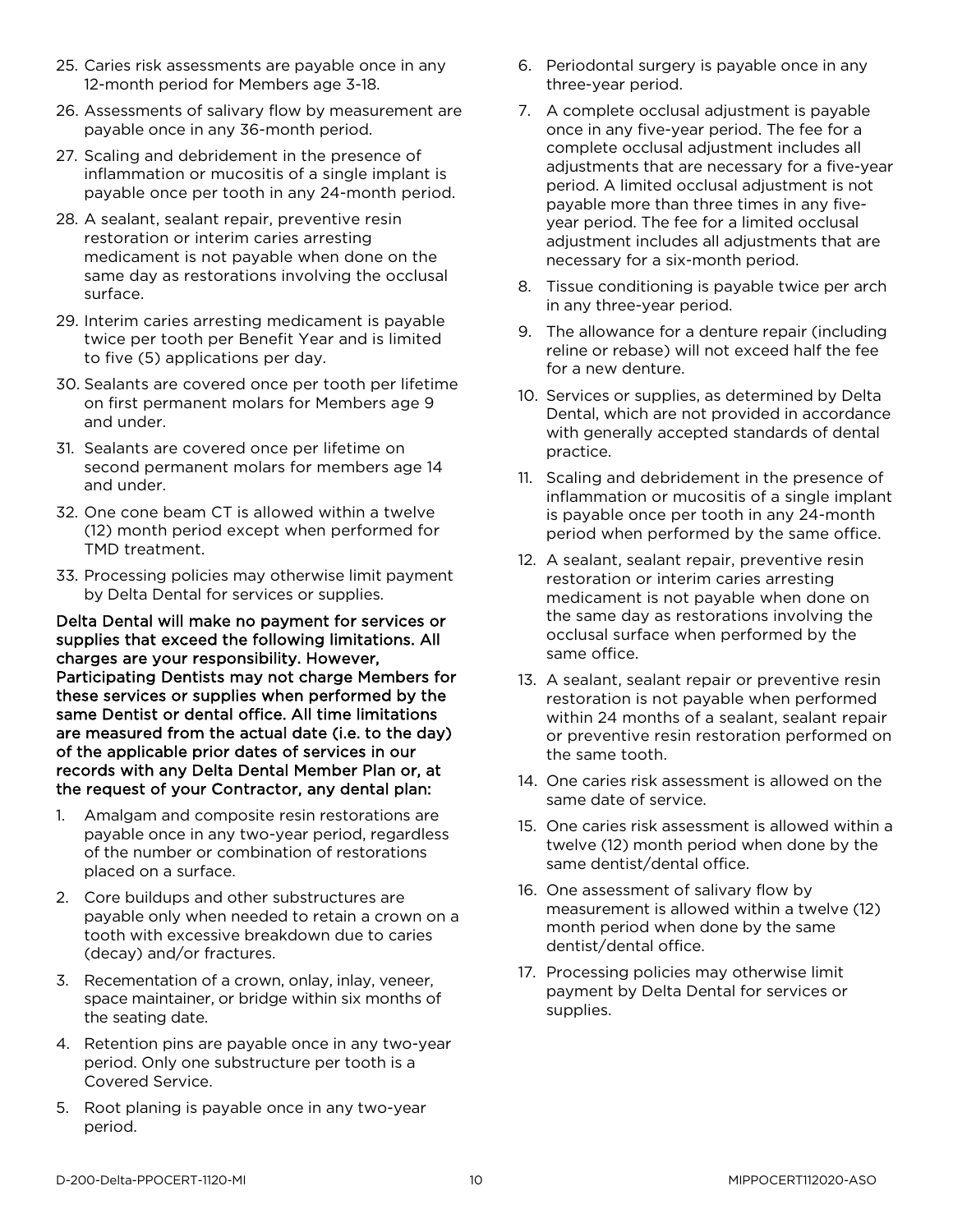25. Caries risk assessments are payable once in any 12-month period for Members age 3-18.
26. Assessments of salivary flow by measurement are payable once in any 36-month period.
27. Scaling and debridement in the presence of inflammation or mucositis of a single implant is payable once per tooth in any 24-month period.
28. A sealant, sealant repair, preventive resin restoration or interim caries arresting medicament is not payable when done on the same day as restorations involving the occlusal surface.
29. Interim caries arresting medicament is payable twice per tooth per Benefit Year and is limited to five (5) applications per day.
30. Sealants are covered once per tooth per lifetime on first permanent molars for Members age 9 and under.
31. Sealants are covered once per lifetime on second permanent molars for members age 14 and under.
32. One cone beam CT is allowed within a twelve (12) month period except when performed for TMD treatment.
33. Processing policies may otherwise limit payment by Delta Dental for services or supplies.

**Delta Dental will make no payment for services or supplies that exceed the following limitations. All charges are your responsibility. However, Participating Dentists may not charge Members for these services or supplies when performed by the same Dentist or dental office. All time limitations are measured from the actual date (i.e. to the day) of the applicable prior dates of services in our records with any Delta Dental Member Plan or, at the request of your Contractor, any dental plan:**

1. Amalgam and composite resin restorations are payable once in any two-year period, regardless of the number or combination of restorations placed on a surface.
2. Core buildups and other substructures are payable only when needed to retain a crown on a tooth with excessive breakdown due to caries (decay) and/or fractures.
3. Recementation of a crown, onlay, inlay, veneer, space maintainer, or bridge within six months of the seating date.
4. Retention pins are payable once in any two-year period. Only one substructure per tooth is a Covered Service.
5. Root planing is payable once in any two-year period.
6. Periodontal surgery is payable once in any three-year period.
7. A complete occlusal adjustment is payable once in any five-year period. The fee for a complete occlusal adjustment includes all adjustments that are necessary for a five-year period. A limited occlusal adjustment is not payable more than three times in any five-year period. The fee for a limited occlusal adjustment includes all adjustments that are necessary for a six-month period.
8. Tissue conditioning is payable twice per arch in any three-year period.
9. The allowance for a denture repair (including reline or rebase) will not exceed half the fee for a new denture.
10. Services or supplies, as determined by Delta Dental, which are not provided in accordance with generally accepted standards of dental practice.
11. Scaling and debridement in the presence of inflammation or mucositis of a single implant is payable once per tooth in any 24-month period when performed by the same office.
12. A sealant, sealant repair, preventive resin restoration or interim caries arresting medicament is not payable when done on the same day as restorations involving the occlusal surface when performed by the same office.
13. A sealant, sealant repair or preventive resin restoration is not payable when performed within 24 months of a sealant, sealant repair or preventive resin restoration performed on the same tooth.
14. One caries risk assessment is allowed on the same date of service.
15. One caries risk assessment is allowed within a twelve (12) month period when done by the same dentist/dental office.
16. One assessment of salivary flow by measurement is allowed within a twelve (12) month period when done by the same dentist/dental office.
17. Processing policies may otherwise limit payment by Delta Dental for services or supplies.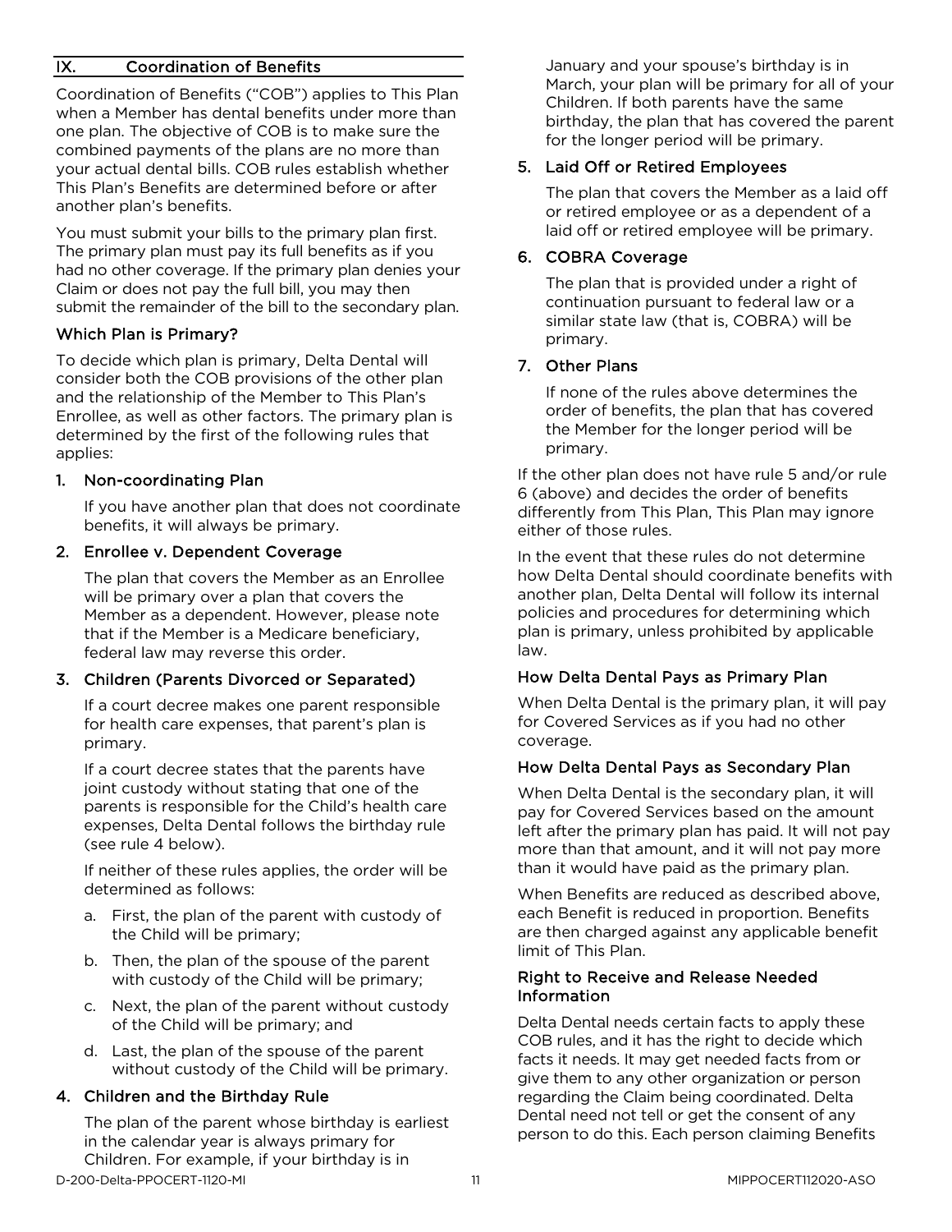## IX. Coordination of Benefits

Coordination of Benefits ("COB") applies to This Plan when a Member has dental benefits under more than one plan. The objective of COB is to make sure the combined payments of the plans are no more than your actual dental bills. COB rules establish whether This Plan's Benefits are determined before or after another plan's benefits.

You must submit your bills to the primary plan first. The primary plan must pay its full benefits as if you had no other coverage. If the primary plan denies your Claim or does not pay the full bill, you may then submit the remainder of the bill to the secondary plan.

### Which Plan is Primary?

To decide which plan is primary, Delta Dental will consider both the COB provisions of the other plan and the relationship of the Member to This Plan's Enrollee, as well as other factors. The primary plan is determined by the first of the following rules that applies:

1. **Non-coordinating Plan**

   If you have another plan that does not coordinate benefits, it will always be primary.

2. **Enrollee v. Dependent Coverage**

   The plan that covers the Member as an Enrollee will be primary over a plan that covers the Member as a dependent. However, please note that if the Member is a Medicare beneficiary, federal law may reverse this order.

3. **Children (Parents Divorced or Separated)**

   If a court decree makes one parent responsible for health care expenses, that parent's plan is primary.

   If a court decree states that the parents have joint custody without stating that one of the parents is responsible for the Child's health care expenses, Delta Dental follows the birthday rule (see rule 4 below).

   If neither of these rules applies, the order will be determined as follows:

   a. First, the plan of the parent with custody of the Child will be primary;
   b. Then, the plan of the spouse of the parent with custody of the Child will be primary;
   c. Next, the plan of the parent without custody of the Child will be primary; and
   d. Last, the plan of the spouse of the parent without custody of the Child will be primary.

4. **Children and the Birthday Rule**

   The plan of the parent whose birthday is earliest in the calendar year is always primary for Children. For example, if your birthday is in January and your spouse's birthday is in March, your plan will be primary for all of your Children. If both parents have the same birthday, the plan that has covered the parent for the longer period will be primary.

5. **Laid Off or Retired Employees**

   The plan that covers the Member as a laid off or retired employee or as a dependent of a laid off or retired employee will be primary.

6. **COBRA Coverage**

   The plan that is provided under a right of continuation pursuant to federal law or a similar state law (that is, COBRA) will be primary.

7. **Other Plans**

   If none of the rules above determines the order of benefits, the plan that has covered the Member for the longer period will be primary.

If the other plan does not have rule 5 and/or rule 6 (above) and decides the order of benefits differently from This Plan, This Plan may ignore either of those rules.

In the event that these rules do not determine how Delta Dental should coordinate benefits with another plan, Delta Dental will follow its internal policies and procedures for determining which plan is primary, unless prohibited by applicable law.

### How Delta Dental Pays as Primary Plan

When Delta Dental is the primary plan, it will pay for Covered Services as if you had no other coverage.

### How Delta Dental Pays as Secondary Plan

When Delta Dental is the secondary plan, it will pay for Covered Services based on the amount left after the primary plan has paid. It will not pay more than that amount, and it will not pay more than it would have paid as the primary plan.

When Benefits are reduced as described above, each Benefit is reduced in proportion. Benefits are then charged against any applicable benefit limit of This Plan.

### Right to Receive and Release Needed Information

Delta Dental needs certain facts to apply these COB rules, and it has the right to decide which facts it needs. It may get needed facts from or give them to any other organization or person regarding the Claim being coordinated. Delta Dental need not tell or get the consent of any person to do this. Each person claiming Benefits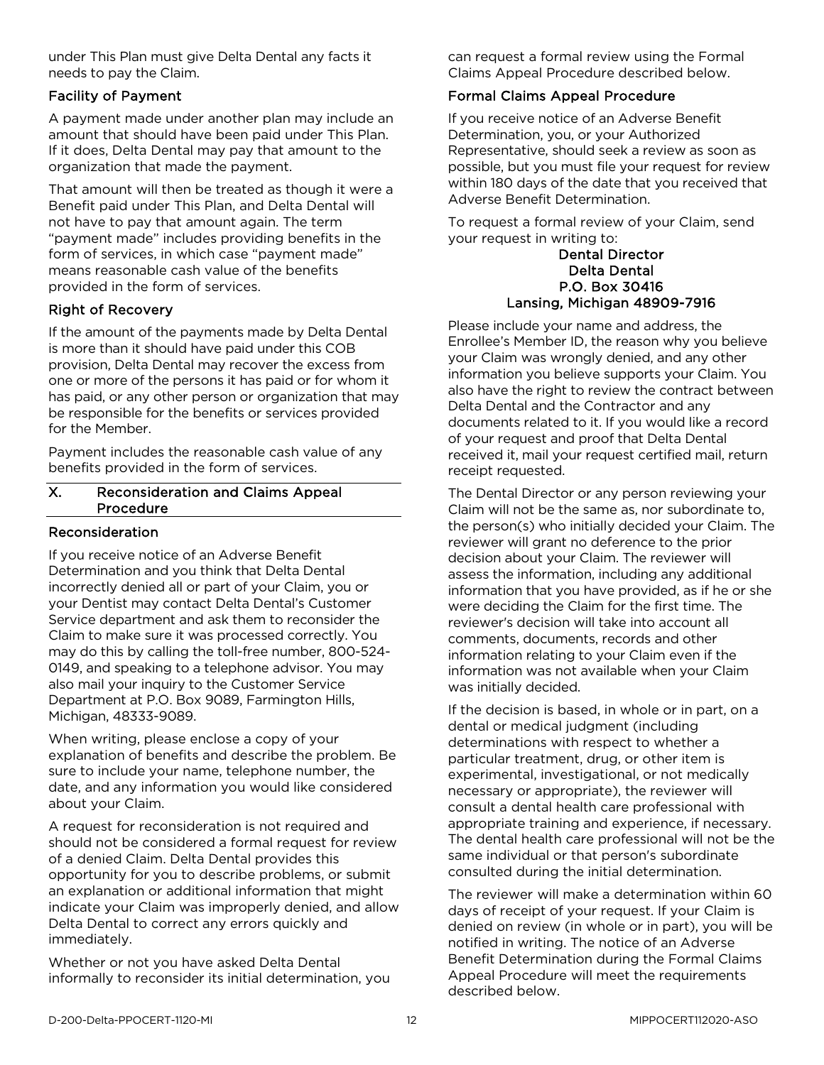under This Plan must give Delta Dental any facts it needs to pay the Claim.

### Facility of Payment

A payment made under another plan may include an amount that should have been paid under This Plan. If it does, Delta Dental may pay that amount to the organization that made the payment.

That amount will then be treated as though it were a Benefit paid under This Plan, and Delta Dental will not have to pay that amount again. The term "payment made" includes providing benefits in the form of services, in which case "payment made" means reasonable cash value of the benefits provided in the form of services.

### Right of Recovery

If the amount of the payments made by Delta Dental is more than it should have paid under this COB provision, Delta Dental may recover the excess from one or more of the persons it has paid or for whom it has paid, or any other person or organization that may be responsible for the benefits or services provided for the Member.

Payment includes the reasonable cash value of any benefits provided in the form of services.

## X. Reconsideration and Claims Appeal Procedure

### Reconsideration

If you receive notice of an Adverse Benefit Determination and you think that Delta Dental incorrectly denied all or part of your Claim, you or your Dentist may contact Delta Dental's Customer Service department and ask them to reconsider the Claim to make sure it was processed correctly. You may do this by calling the toll-free number, 800-524-0149, and speaking to a telephone advisor. You may also mail your inquiry to the Customer Service Department at P.O. Box 9089, Farmington Hills, Michigan, 48333-9089.

When writing, please enclose a copy of your explanation of benefits and describe the problem. Be sure to include your name, telephone number, the date, and any information you would like considered about your Claim.

A request for reconsideration is not required and should not be considered a formal request for review of a denied Claim. Delta Dental provides this opportunity for you to describe problems, or submit an explanation or additional information that might indicate your Claim was improperly denied, and allow Delta Dental to correct any errors quickly and immediately.

Whether or not you have asked Delta Dental informally to reconsider its initial determination, you can request a formal review using the Formal Claims Appeal Procedure described below.

### Formal Claims Appeal Procedure

If you receive notice of an Adverse Benefit Determination, you, or your Authorized Representative, should seek a review as soon as possible, but you must file your request for review within 180 days of the date that you received that Adverse Benefit Determination.

To request a formal review of your Claim, send your request in writing to:

**Dental Director**
**Delta Dental**
**P.O. Box 30416**
**Lansing, Michigan 48909-7916**

Please include your name and address, the Enrollee's Member ID, the reason why you believe your Claim was wrongly denied, and any other information you believe supports your Claim. You also have the right to review the contract between Delta Dental and the Contractor and any documents related to it. If you would like a record of your request and proof that Delta Dental received it, mail your request certified mail, return receipt requested.

The Dental Director or any person reviewing your Claim will not be the same as, nor subordinate to, the person(s) who initially decided your Claim. The reviewer will grant no deference to the prior decision about your Claim. The reviewer will assess the information, including any additional information that you have provided, as if he or she were deciding the Claim for the first time. The reviewer's decision will take into account all comments, documents, records and other information relating to your Claim even if the information was not available when your Claim was initially decided.

If the decision is based, in whole or in part, on a dental or medical judgment (including determinations with respect to whether a particular treatment, drug, or other item is experimental, investigational, or not medically necessary or appropriate), the reviewer will consult a dental health care professional with appropriate training and experience, if necessary. The dental health care professional will not be the same individual or that person's subordinate consulted during the initial determination.

The reviewer will make a determination within 60 days of receipt of your request. If your Claim is denied on review (in whole or in part), you will be notified in writing. The notice of an Adverse Benefit Determination during the Formal Claims Appeal Procedure will meet the requirements described below.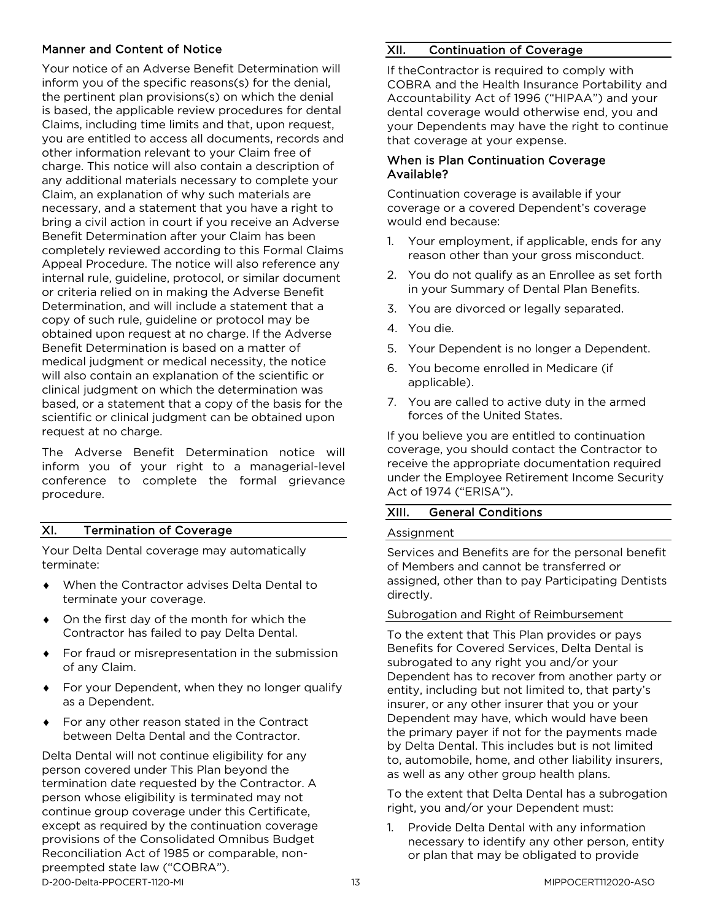### Manner and Content of Notice

Your notice of an Adverse Benefit Determination will inform you of the specific reasons(s) for the denial, the pertinent plan provisions(s) on which the denial is based, the applicable review procedures for dental Claims, including time limits and that, upon request, you are entitled to access all documents, records and other information relevant to your Claim free of charge. This notice will also contain a description of any additional materials necessary to complete your Claim, an explanation of why such materials are necessary, and a statement that you have a right to bring a civil action in court if you receive an Adverse Benefit Determination after your Claim has been completely reviewed according to this Formal Claims Appeal Procedure. The notice will also reference any internal rule, guideline, protocol, or similar document or criteria relied on in making the Adverse Benefit Determination, and will include a statement that a copy of such rule, guideline or protocol may be obtained upon request at no charge. If the Adverse Benefit Determination is based on a matter of medical judgment or medical necessity, the notice will also contain an explanation of the scientific or clinical judgment on which the determination was based, or a statement that a copy of the basis for the scientific or clinical judgment can be obtained upon request at no charge.

The Adverse Benefit Determination notice will inform you of your right to a managerial-level conference to complete the formal grievance procedure.

## XI. Termination of Coverage

Your Delta Dental coverage may automatically terminate:

- When the Contractor advises Delta Dental to terminate your coverage.
- On the first day of the month for which the Contractor has failed to pay Delta Dental.
- For fraud or misrepresentation in the submission of any Claim.
- For your Dependent, when they no longer qualify as a Dependent.
- For any other reason stated in the Contract between Delta Dental and the Contractor.

Delta Dental will not continue eligibility for any person covered under This Plan beyond the termination date requested by the Contractor. A person whose eligibility is terminated may not continue group coverage under this Certificate, except as required by the continuation coverage provisions of the Consolidated Omnibus Budget Reconciliation Act of 1985 or comparable, non-preempted state law ("COBRA").

## XII. Continuation of Coverage

If theContractor is required to comply with COBRA and the Health Insurance Portability and Accountability Act of 1996 ("HIPAA") and your dental coverage would otherwise end, you and your Dependents may have the right to continue that coverage at your expense.

### When is Plan Continuation Coverage Available?

Continuation coverage is available if your coverage or a covered Dependent's coverage would end because:

1. Your employment, if applicable, ends for any reason other than your gross misconduct.
2. You do not qualify as an Enrollee as set forth in your Summary of Dental Plan Benefits.
3. You are divorced or legally separated.
4. You die.
5. Your Dependent is no longer a Dependent.
6. You become enrolled in Medicare (if applicable).
7. You are called to active duty in the armed forces of the United States.

If you believe you are entitled to continuation coverage, you should contact the Contractor to receive the appropriate documentation required under the Employee Retirement Income Security Act of 1974 ("ERISA").

## XIII. General Conditions

### Assignment

Services and Benefits are for the personal benefit of Members and cannot be transferred or assigned, other than to pay Participating Dentists directly.

### Subrogation and Right of Reimbursement

To the extent that This Plan provides or pays Benefits for Covered Services, Delta Dental is subrogated to any right you and/or your Dependent has to recover from another party or entity, including but not limited to, that party's insurer, or any other insurer that you or your Dependent may have, which would have been the primary payer if not for the payments made by Delta Dental. This includes but is not limited to, automobile, home, and other liability insurers, as well as any other group health plans.

To the extent that Delta Dental has a subrogation right, you and/or your Dependent must:

1. Provide Delta Dental with any information necessary to identify any other person, entity or plan that may be obligated to provide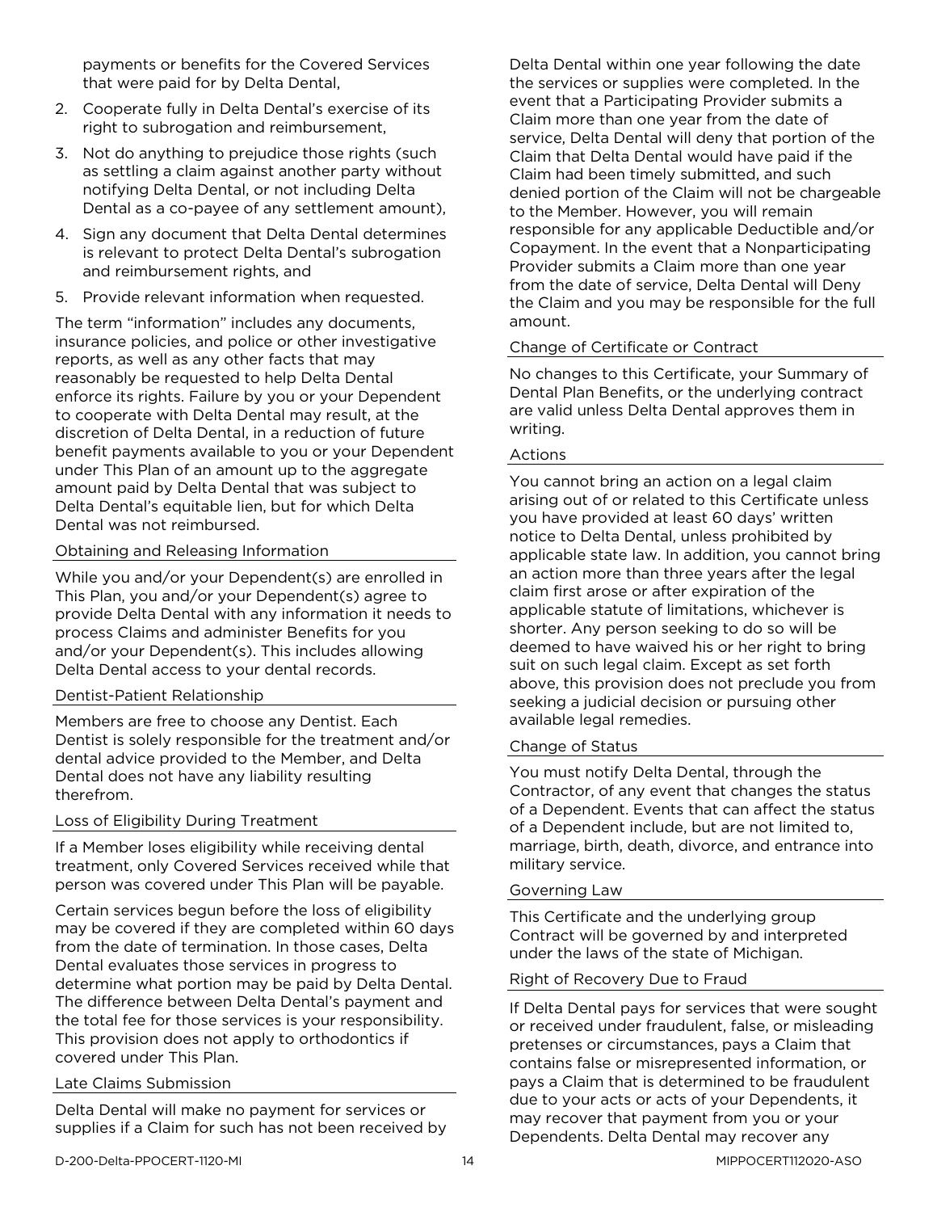payments or benefits for the Covered Services that were paid for by Delta Dental,

2. Cooperate fully in Delta Dental's exercise of its right to subrogation and reimbursement,
3. Not do anything to prejudice those rights (such as settling a claim against another party without notifying Delta Dental, or not including Delta Dental as a co-payee of any settlement amount),
4. Sign any document that Delta Dental determines is relevant to protect Delta Dental's subrogation and reimbursement rights, and
5. Provide relevant information when requested.

The term "information" includes any documents, insurance policies, and police or other investigative reports, as well as any other facts that may reasonably be requested to help Delta Dental enforce its rights. Failure by you or your Dependent to cooperate with Delta Dental may result, at the discretion of Delta Dental, in a reduction of future benefit payments available to you or your Dependent under This Plan of an amount up to the aggregate amount paid by Delta Dental that was subject to Delta Dental's equitable lien, but for which Delta Dental was not reimbursed.

### Obtaining and Releasing Information

While you and/or your Dependent(s) are enrolled in This Plan, you and/or your Dependent(s) agree to provide Delta Dental with any information it needs to process Claims and administer Benefits for you and/or your Dependent(s). This includes allowing Delta Dental access to your dental records.

### Dentist-Patient Relationship

Members are free to choose any Dentist. Each Dentist is solely responsible for the treatment and/or dental advice provided to the Member, and Delta Dental does not have any liability resulting therefrom.

### Loss of Eligibility During Treatment

If a Member loses eligibility while receiving dental treatment, only Covered Services received while that person was covered under This Plan will be payable.

Certain services begun before the loss of eligibility may be covered if they are completed within 60 days from the date of termination. In those cases, Delta Dental evaluates those services in progress to determine what portion may be paid by Delta Dental. The difference between Delta Dental's payment and the total fee for those services is your responsibility. This provision does not apply to orthodontics if covered under This Plan.

### Late Claims Submission

Delta Dental will make no payment for services or supplies if a Claim for such has not been received by Delta Dental within one year following the date the services or supplies were completed. In the event that a Participating Provider submits a Claim more than one year from the date of service, Delta Dental will deny that portion of the Claim that Delta Dental would have paid if the Claim had been timely submitted, and such denied portion of the Claim will not be chargeable to the Member. However, you will remain responsible for any applicable Deductible and/or Copayment. In the event that a Nonparticipating Provider submits a Claim more than one year from the date of service, Delta Dental will Deny the Claim and you may be responsible for the full amount.

### Change of Certificate or Contract

No changes to this Certificate, your Summary of Dental Plan Benefits, or the underlying contract are valid unless Delta Dental approves them in writing.

### Actions

You cannot bring an action on a legal claim arising out of or related to this Certificate unless you have provided at least 60 days' written notice to Delta Dental, unless prohibited by applicable state law. In addition, you cannot bring an action more than three years after the legal claim first arose or after expiration of the applicable statute of limitations, whichever is shorter. Any person seeking to do so will be deemed to have waived his or her right to bring suit on such legal claim. Except as set forth above, this provision does not preclude you from seeking a judicial decision or pursuing other available legal remedies.

### Change of Status

You must notify Delta Dental, through the Contractor, of any event that changes the status of a Dependent. Events that can affect the status of a Dependent include, but are not limited to, marriage, birth, death, divorce, and entrance into military service.

### Governing Law

This Certificate and the underlying group Contract will be governed by and interpreted under the laws of the state of Michigan.

### Right of Recovery Due to Fraud

If Delta Dental pays for services that were sought or received under fraudulent, false, or misleading pretenses or circumstances, pays a Claim that contains false or misrepresented information, or pays a Claim that is determined to be fraudulent due to your acts or acts of your Dependents, it may recover that payment from you or your Dependents. Delta Dental may recover any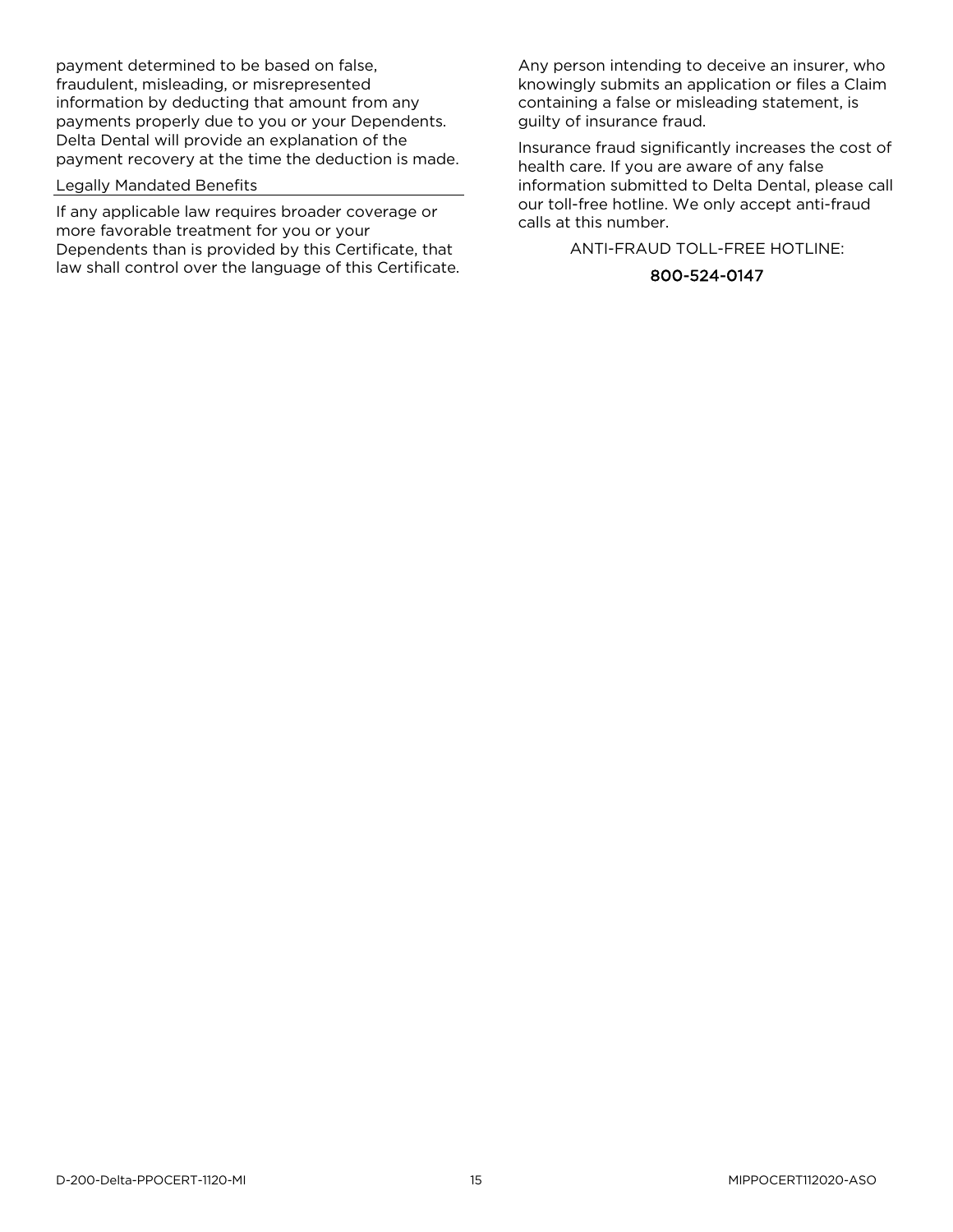payment determined to be based on false, fraudulent, misleading, or misrepresented information by deducting that amount from any payments properly due to you or your Dependents. Delta Dental will provide an explanation of the payment recovery at the time the deduction is made.

### Legally Mandated Benefits

If any applicable law requires broader coverage or more favorable treatment for you or your Dependents than is provided by this Certificate, that law shall control over the language of this Certificate.

Any person intending to deceive an insurer, who knowingly submits an application or files a Claim containing a false or misleading statement, is guilty of insurance fraud.

Insurance fraud significantly increases the cost of health care. If you are aware of any false information submitted to Delta Dental, please call our toll-free hotline. We only accept anti-fraud calls at this number.

ANTI-FRAUD TOLL-FREE HOTLINE:

**800-524-0147**